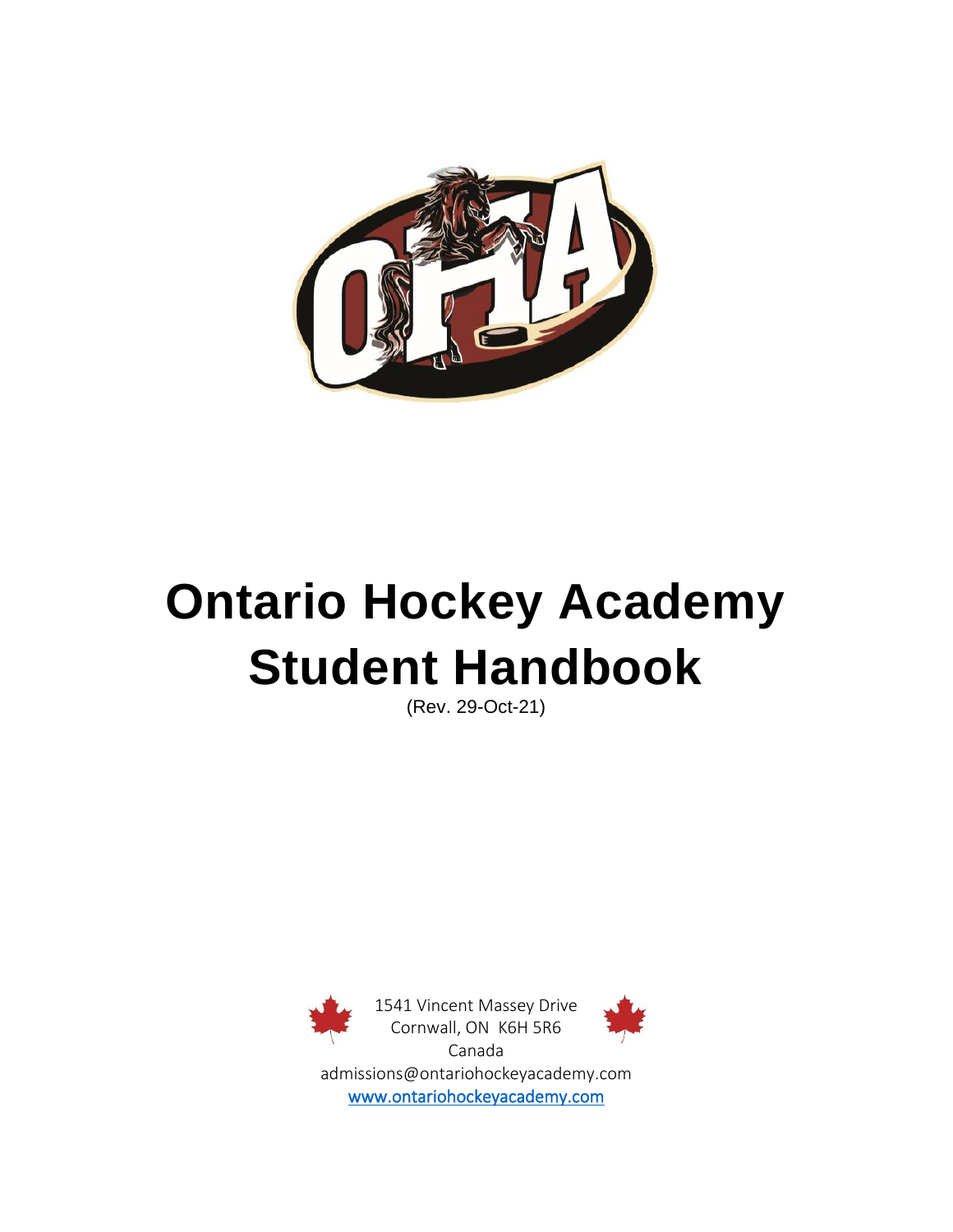# Ontario Hockey Academy Student Handbook

(Rev. 29-Oct-21)

1541 Vincent Massey Drive
Cornwall, ON K6H 5R6
Canada
admissions@ontariohockeyacademy.com
www.ontariohockeyacademy.com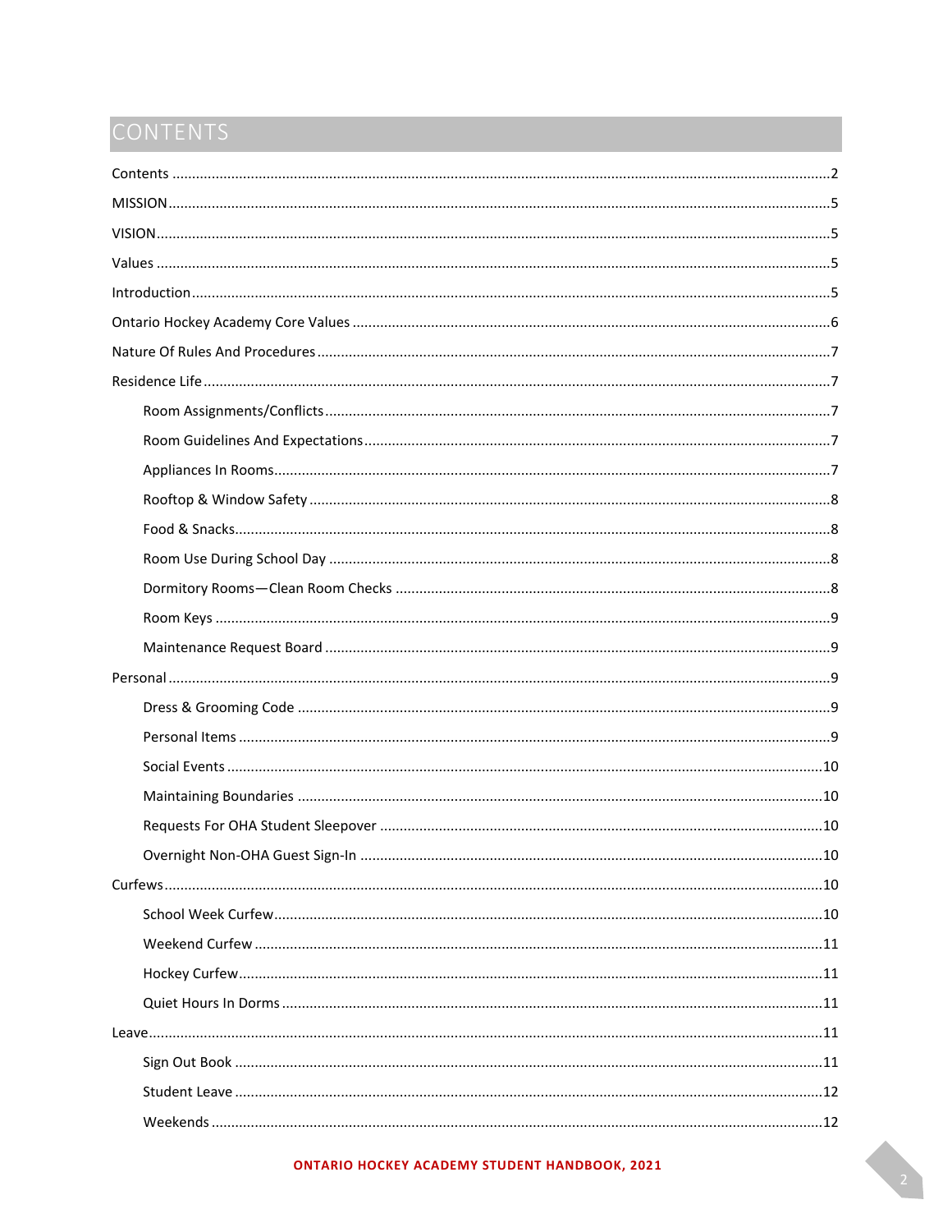# CONTENTS

Contents ........................................................................................................................................2

MISSION........................................................................................................................................5

VISION..........................................................................................................................................5

Values ..........................................................................................................................................5

Introduction...................................................................................................................................5

Ontario Hockey Academy Core Values ..........................................................................................6

Nature Of Rules And Procedures....................................................................................................7

Residence Life...............................................................................................................................7

- Room Assignments/Conflicts.....................................................................................................7
- Room Guidelines And Expectations...........................................................................................7
- Appliances In Rooms.................................................................................................................7
- Rooftop & Window Safety .........................................................................................................8
- Food & Snacks...........................................................................................................................8
- Room Use During School Day ....................................................................................................8
- Dormitory Rooms—Clean Room Checks ...................................................................................8
- Room Keys ................................................................................................................................9
- Maintenance Request Board .....................................................................................................9

Personal........................................................................................................................................9

- Dress & Grooming Code ............................................................................................................9
- Personal Items ..........................................................................................................................9
- Social Events ...........................................................................................................................10
- Maintaining Boundaries ..........................................................................................................10
- Requests For OHA Student Sleepover .....................................................................................10
- Overnight Non-OHA Guest Sign-In ..........................................................................................10

Curfews.......................................................................................................................................10

- School Week Curfew...............................................................................................................10
- Weekend Curfew ....................................................................................................................11
- Hockey Curfew........................................................................................................................11
- Quiet Hours In Dorms .............................................................................................................11

Leave...........................................................................................................................................11

- Sign Out Book .........................................................................................................................11
- Student Leave .........................................................................................................................12
- Weekends ...............................................................................................................................12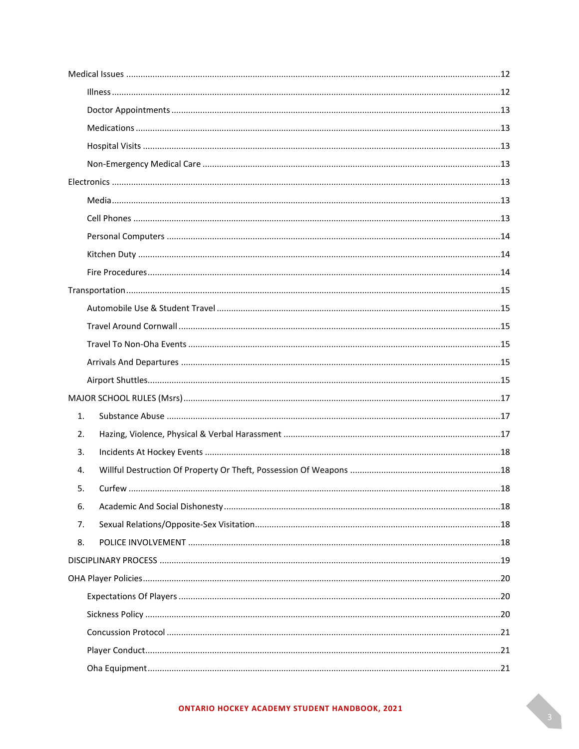Medical Issues ............................................................................................................................................12

Illness ..................................................................................................................................................12

Doctor Appointments .........................................................................................................................13

Medications ........................................................................................................................................13

Hospital Visits .....................................................................................................................................13

Non-Emergency Medical Care ............................................................................................................13

Electronics ..................................................................................................................................................13

Media...................................................................................................................................................13

Cell Phones .........................................................................................................................................13

Personal Computers ...........................................................................................................................14

Kitchen Duty .......................................................................................................................................14

Fire Procedures...................................................................................................................................14

Transportation............................................................................................................................................15

Automobile Use & Student Travel ......................................................................................................15

Travel Around Cornwall ......................................................................................................................15

Travel To Non-Oha Events ..................................................................................................................15

Arrivals And Departures .....................................................................................................................15

Airport Shuttles...................................................................................................................................15

MAJOR SCHOOL RULES (Msrs)...................................................................................................................17

1. Substance Abuse ...........................................................................................................................17
2. Hazing, Violence, Physical & Verbal Harassment ..........................................................................17
3. Incidents At Hockey Events ...........................................................................................................18
4. Willful Destruction Of Property Or Theft, Possession Of Weapons ...............................................18
5. Curfew ...........................................................................................................................................18
6. Academic And Social Dishonesty...................................................................................................18
7. Sexual Relations/Opposite-Sex Visitation......................................................................................18
8. POLICE INVOLVEMENT ..................................................................................................................18

DISCIPLINARY PROCESS .............................................................................................................................19

OHA Player Policies.....................................................................................................................................20

Expectations Of Players ......................................................................................................................20

Sickness Policy ....................................................................................................................................20

Concussion Protocol ...........................................................................................................................21

Player Conduct....................................................................................................................................21

Oha Equipment...................................................................................................................................21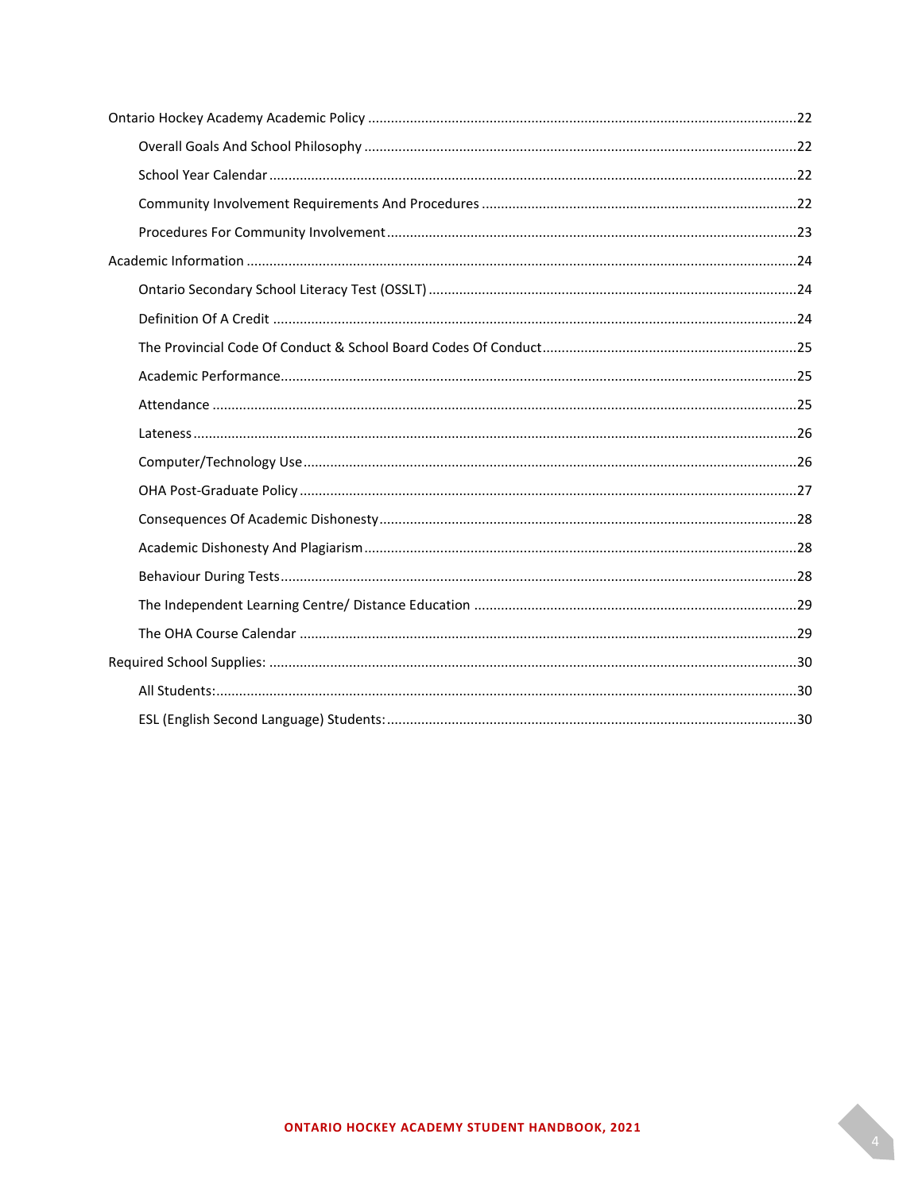Ontario Hockey Academy Academic Policy ........................................................................................................22

- Overall Goals And School Philosophy ................................................................................................22
- School Year Calendar ..........................................................................................................................22
- Community Involvement Requirements And Procedures ..................................................................22
- Procedures For Community Involvement..........................................................................................23

Academic Information ..................................................................................................................................24

- Ontario Secondary School Literacy Test (OSSLT) ................................................................................24
- Definition Of A Credit .........................................................................................................................24
- The Provincial Code Of Conduct & School Board Codes Of Conduct..................................................25
- Academic Performance.......................................................................................................................25
- Attendance .........................................................................................................................................25
- Lateness ..............................................................................................................................................26
- Computer/Technology Use.................................................................................................................26
- OHA Post-Graduate Policy ..................................................................................................................27
- Consequences Of Academic Dishonesty.............................................................................................28
- Academic Dishonesty And Plagiarism.................................................................................................28
- Behaviour During Tests.......................................................................................................................28
- The Independent Learning Centre/ Distance Education ....................................................................29
- The OHA Course Calendar .................................................................................................................29

Required School Supplies: ...........................................................................................................................30

- All Students:........................................................................................................................................30
- ESL (English Second Language) Students:...........................................................................................30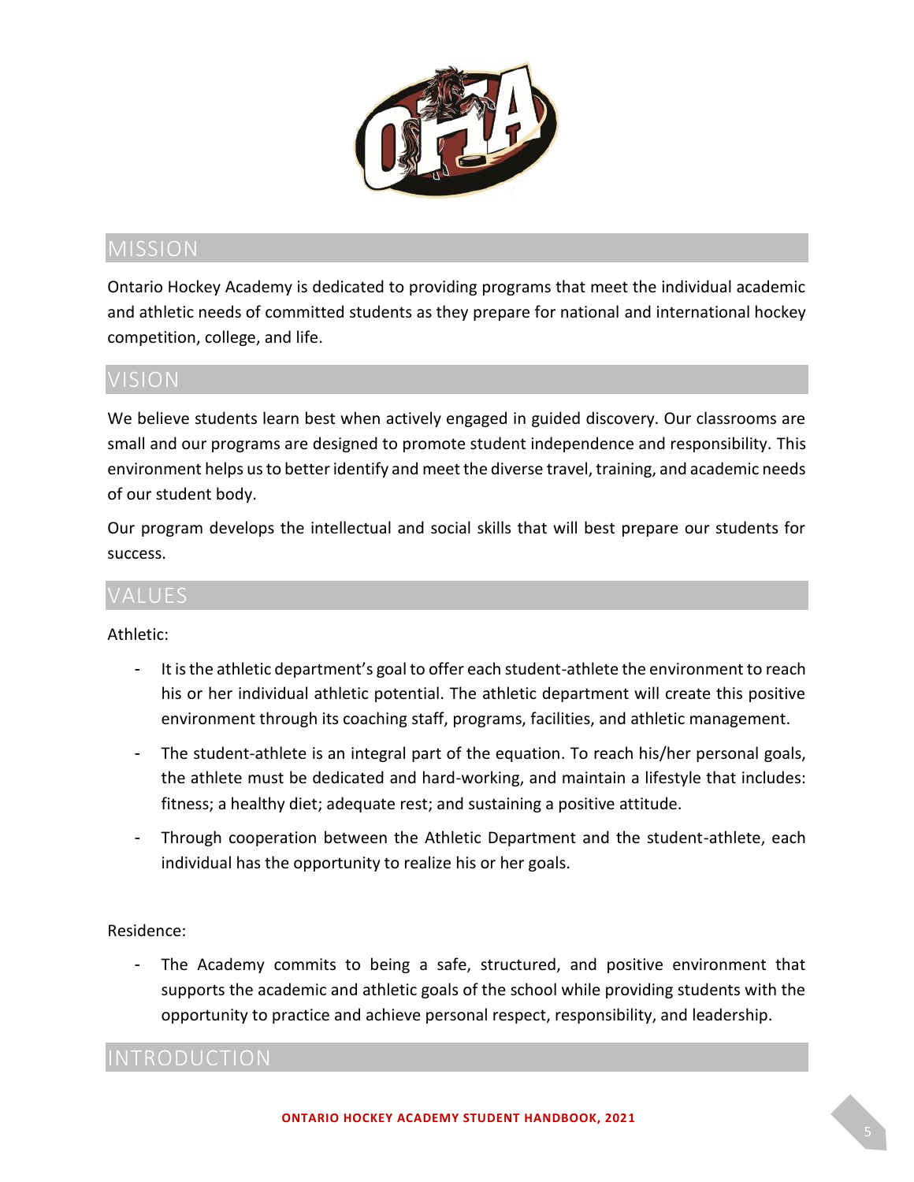## MISSION

Ontario Hockey Academy is dedicated to providing programs that meet the individual academic and athletic needs of committed students as they prepare for national and international hockey competition, college, and life.

## VISION

We believe students learn best when actively engaged in guided discovery. Our classrooms are small and our programs are designed to promote student independence and responsibility. This environment helps us to better identify and meet the diverse travel, training, and academic needs of our student body.

Our program develops the intellectual and social skills that will best prepare our students for success.

## VALUES

Athletic:

- It is the athletic department's goal to offer each student-athlete the environment to reach his or her individual athletic potential. The athletic department will create this positive environment through its coaching staff, programs, facilities, and athletic management.
- The student-athlete is an integral part of the equation. To reach his/her personal goals, the athlete must be dedicated and hard-working, and maintain a lifestyle that includes: fitness; a healthy diet; adequate rest; and sustaining a positive attitude.
- Through cooperation between the Athletic Department and the student-athlete, each individual has the opportunity to realize his or her goals.

Residence:

- The Academy commits to being a safe, structured, and positive environment that supports the academic and athletic goals of the school while providing students with the opportunity to practice and achieve personal respect, responsibility, and leadership.

## INTRODUCTION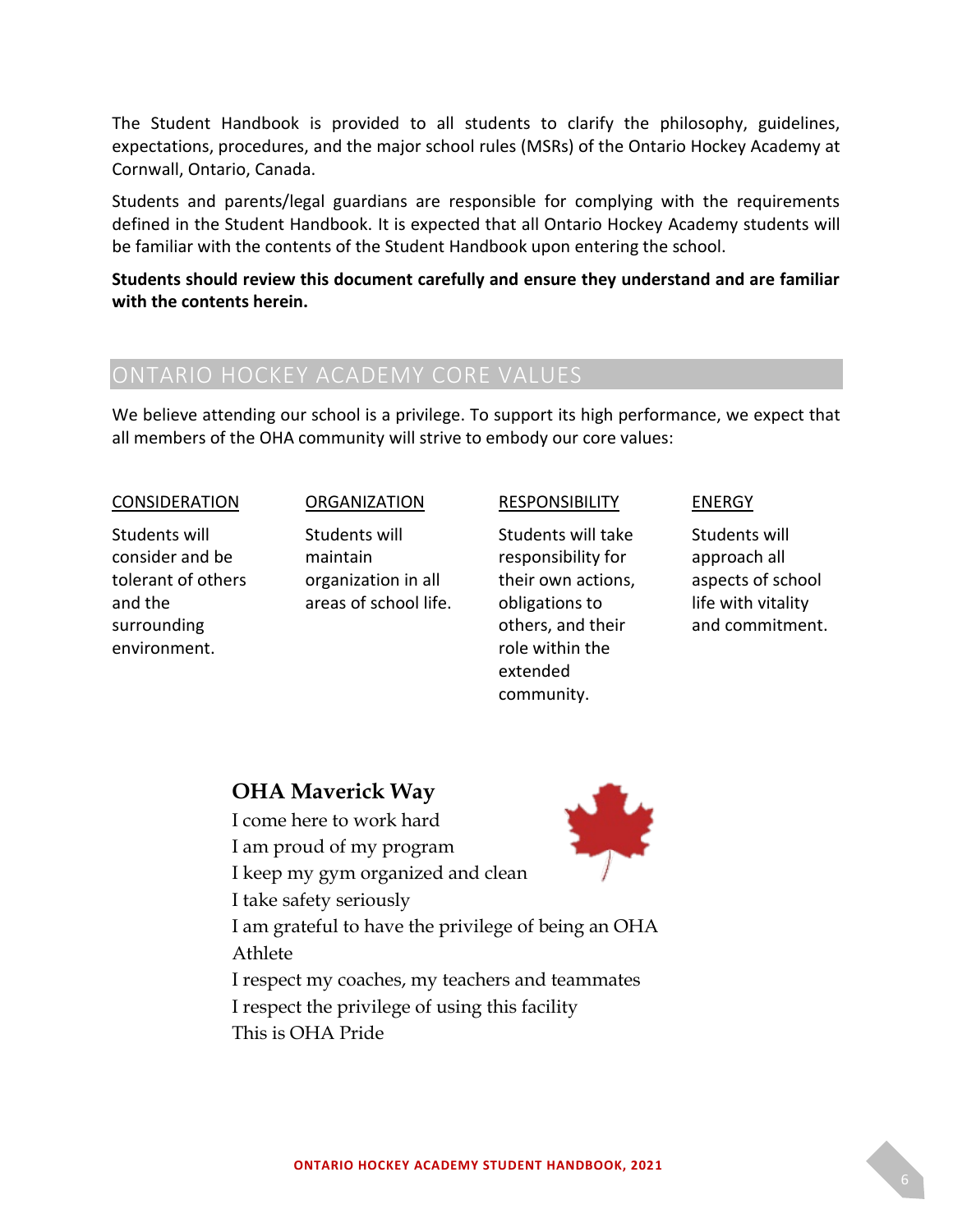The Student Handbook is provided to all students to clarify the philosophy, guidelines, expectations, procedures, and the major school rules (MSRs) of the Ontario Hockey Academy at Cornwall, Ontario, Canada.

Students and parents/legal guardians are responsible for complying with the requirements defined in the Student Handbook. It is expected that all Ontario Hockey Academy students will be familiar with the contents of the Student Handbook upon entering the school.

**Students should review this document carefully and ensure they understand and are familiar with the contents herein.**

## ONTARIO HOCKEY ACADEMY CORE VALUES

We believe attending our school is a privilege. To support its high performance, we expect that all members of the OHA community will strive to embody our core values:

CONSIDERATION

Students will consider and be tolerant of others and the surrounding environment.

ORGANIZATION

Students will maintain organization in all areas of school life.

RESPONSIBILITY

Students will take responsibility for their own actions, obligations to others, and their role within the extended community.

ENERGY

Students will approach all aspects of school life with vitality and commitment.

### OHA Maverick Way

I come here to work hard
I am proud of my program
I keep my gym organized and clean
I take safety seriously
I am grateful to have the privilege of being an OHA Athlete
I respect my coaches, my teachers and teammates
I respect the privilege of using this facility
This is OHA Pride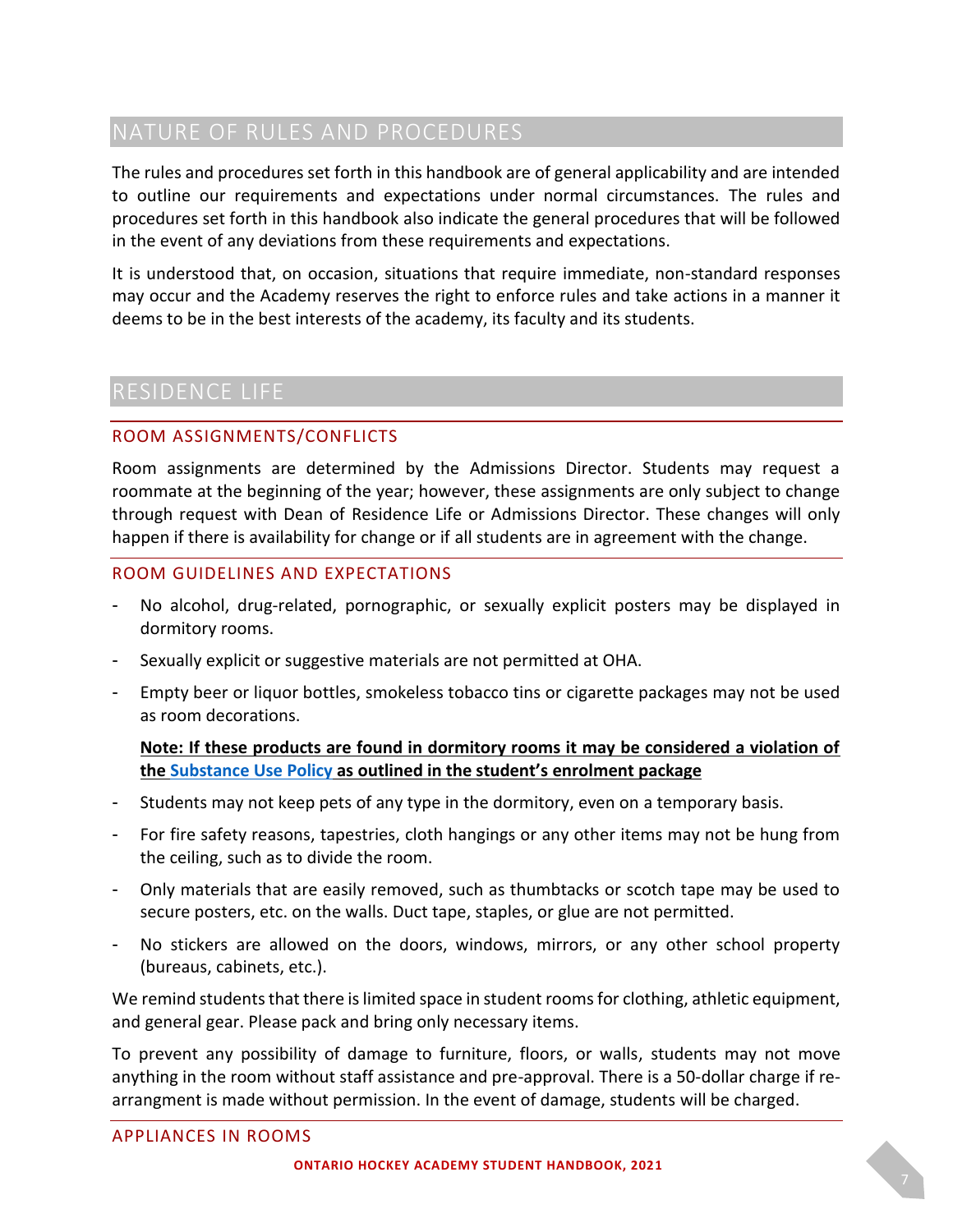## NATURE OF RULES AND PROCEDURES

The rules and procedures set forth in this handbook are of general applicability and are intended to outline our requirements and expectations under normal circumstances. The rules and procedures set forth in this handbook also indicate the general procedures that will be followed in the event of any deviations from these requirements and expectations.

It is understood that, on occasion, situations that require immediate, non-standard responses may occur and the Academy reserves the right to enforce rules and take actions in a manner it deems to be in the best interests of the academy, its faculty and its students.

## RESIDENCE LIFE

### ROOM ASSIGNMENTS/CONFLICTS

Room assignments are determined by the Admissions Director. Students may request a roommate at the beginning of the year; however, these assignments are only subject to change through request with Dean of Residence Life or Admissions Director. These changes will only happen if there is availability for change or if all students are in agreement with the change.

### ROOM GUIDELINES AND EXPECTATIONS

- No alcohol, drug-related, pornographic, or sexually explicit posters may be displayed in dormitory rooms.
- Sexually explicit or suggestive materials are not permitted at OHA.
- Empty beer or liquor bottles, smokeless tobacco tins or cigarette packages may not be used as room decorations.

  **Note: If these products are found in dormitory rooms it may be considered a violation of the Substance Use Policy as outlined in the student's enrolment package**

- Students may not keep pets of any type in the dormitory, even on a temporary basis.
- For fire safety reasons, tapestries, cloth hangings or any other items may not be hung from the ceiling, such as to divide the room.
- Only materials that are easily removed, such as thumbtacks or scotch tape may be used to secure posters, etc. on the walls. Duct tape, staples, or glue are not permitted.
- No stickers are allowed on the doors, windows, mirrors, or any other school property (bureaus, cabinets, etc.).

We remind students that there is limited space in student rooms for clothing, athletic equipment, and general gear. Please pack and bring only necessary items.

To prevent any possibility of damage to furniture, floors, or walls, students may not move anything in the room without staff assistance and pre-approval. There is a 50-dollar charge if re-arrangment is made without permission. In the event of damage, students will be charged.

### APPLIANCES IN ROOMS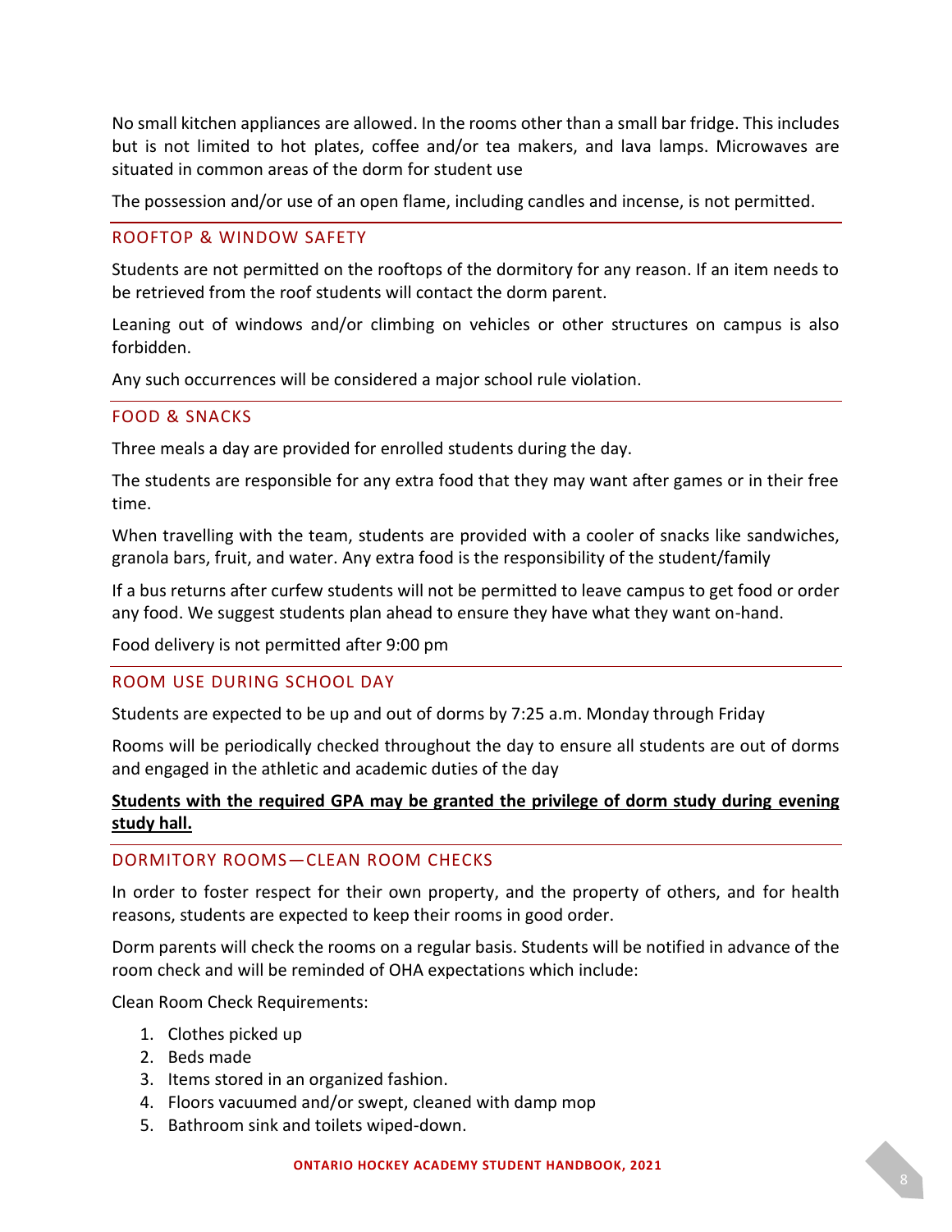No small kitchen appliances are allowed. In the rooms other than a small bar fridge. This includes but is not limited to hot plates, coffee and/or tea makers, and lava lamps. Microwaves are situated in common areas of the dorm for student use

The possession and/or use of an open flame, including candles and incense, is not permitted.

## ROOFTOP & WINDOW SAFETY

Students are not permitted on the rooftops of the dormitory for any reason. If an item needs to be retrieved from the roof students will contact the dorm parent.

Leaning out of windows and/or climbing on vehicles or other structures on campus is also forbidden.

Any such occurrences will be considered a major school rule violation.

## FOOD & SNACKS

Three meals a day are provided for enrolled students during the day.

The students are responsible for any extra food that they may want after games or in their free time.

When travelling with the team, students are provided with a cooler of snacks like sandwiches, granola bars, fruit, and water. Any extra food is the responsibility of the student/family

If a bus returns after curfew students will not be permitted to leave campus to get food or order any food. We suggest students plan ahead to ensure they have what they want on-hand.

Food delivery is not permitted after 9:00 pm

## ROOM USE DURING SCHOOL DAY

Students are expected to be up and out of dorms by 7:25 a.m. Monday through Friday

Rooms will be periodically checked throughout the day to ensure all students are out of dorms and engaged in the athletic and academic duties of the day

**Students with the required GPA may be granted the privilege of dorm study during evening study hall.**

## DORMITORY ROOMS—CLEAN ROOM CHECKS

In order to foster respect for their own property, and the property of others, and for health reasons, students are expected to keep their rooms in good order.

Dorm parents will check the rooms on a regular basis. Students will be notified in advance of the room check and will be reminded of OHA expectations which include:

Clean Room Check Requirements:

1. Clothes picked up
2. Beds made
3. Items stored in an organized fashion.
4. Floors vacuumed and/or swept, cleaned with damp mop
5. Bathroom sink and toilets wiped-down.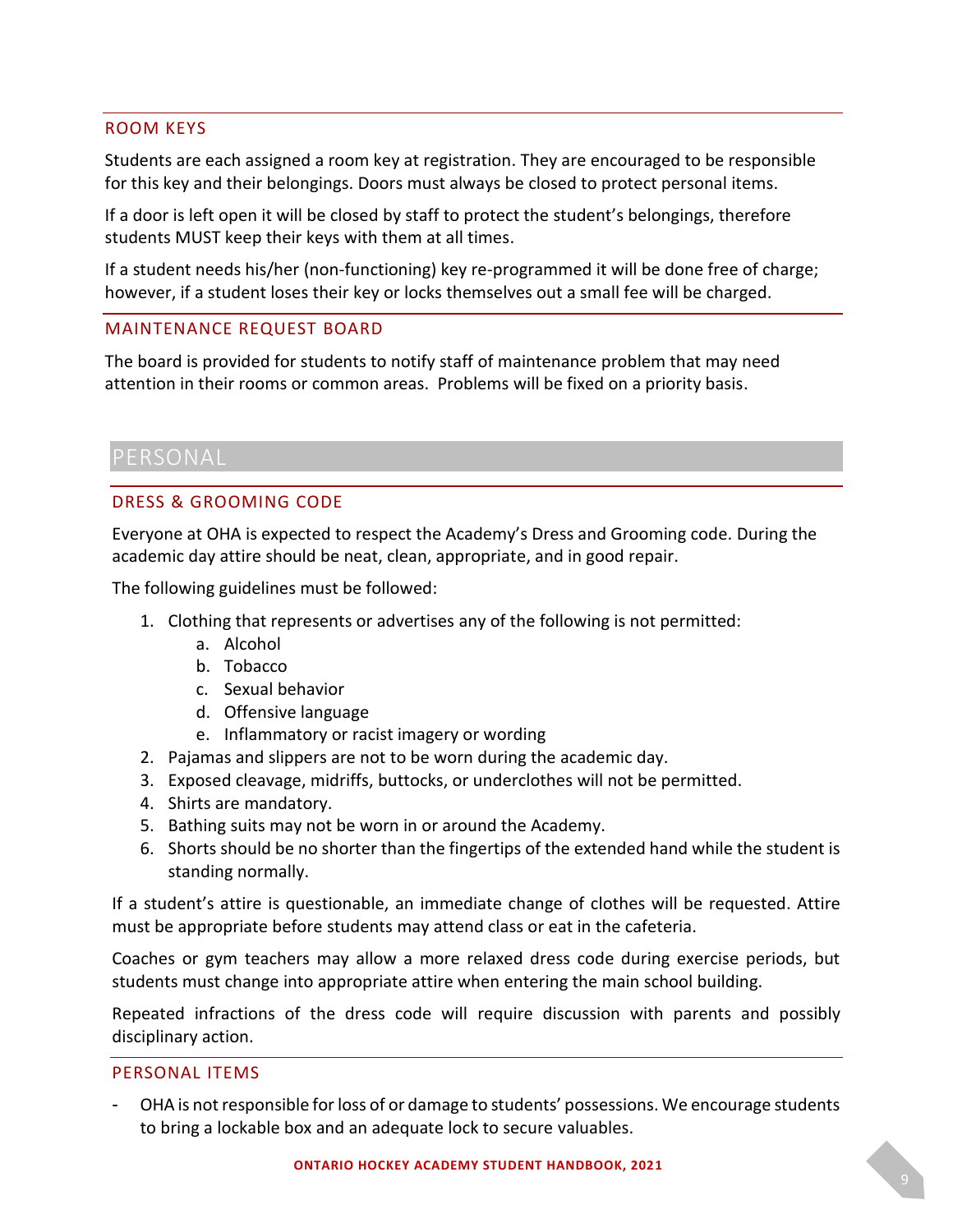## ROOM KEYS

Students are each assigned a room key at registration. They are encouraged to be responsible for this key and their belongings. Doors must always be closed to protect personal items.

If a door is left open it will be closed by staff to protect the student's belongings, therefore students MUST keep their keys with them at all times.

If a student needs his/her (non-functioning) key re-programmed it will be done free of charge; however, if a student loses their key or locks themselves out a small fee will be charged.

## MAINTENANCE REQUEST BOARD

The board is provided for students to notify staff of maintenance problem that may need attention in their rooms or common areas. Problems will be fixed on a priority basis.

# PERSONAL

## DRESS & GROOMING CODE

Everyone at OHA is expected to respect the Academy's Dress and Grooming code. During the academic day attire should be neat, clean, appropriate, and in good repair.

The following guidelines must be followed:

1. Clothing that represents or advertises any of the following is not permitted:
   a. Alcohol
   b. Tobacco
   c. Sexual behavior
   d. Offensive language
   e. Inflammatory or racist imagery or wording
2. Pajamas and slippers are not to be worn during the academic day.
3. Exposed cleavage, midriffs, buttocks, or underclothes will not be permitted.
4. Shirts are mandatory.
5. Bathing suits may not be worn in or around the Academy.
6. Shorts should be no shorter than the fingertips of the extended hand while the student is standing normally.

If a student's attire is questionable, an immediate change of clothes will be requested. Attire must be appropriate before students may attend class or eat in the cafeteria.

Coaches or gym teachers may allow a more relaxed dress code during exercise periods, but students must change into appropriate attire when entering the main school building.

Repeated infractions of the dress code will require discussion with parents and possibly disciplinary action.

## PERSONAL ITEMS

- OHA is not responsible for loss of or damage to students' possessions. We encourage students to bring a lockable box and an adequate lock to secure valuables.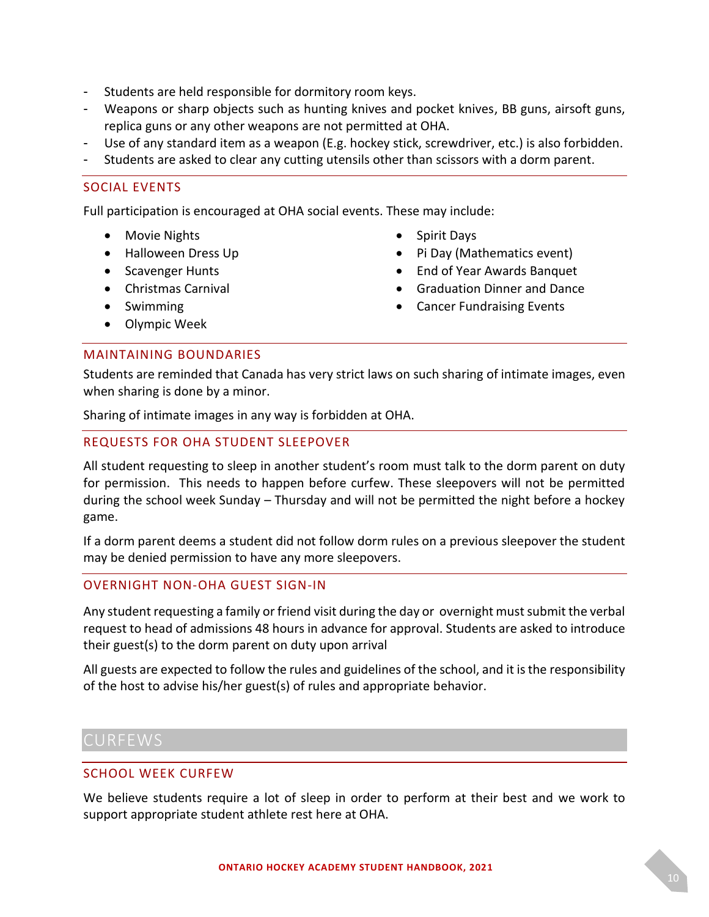- Students are held responsible for dormitory room keys.
- Weapons or sharp objects such as hunting knives and pocket knives, BB guns, airsoft guns, replica guns or any other weapons are not permitted at OHA.
- Use of any standard item as a weapon (E.g. hockey stick, screwdriver, etc.) is also forbidden.
- Students are asked to clear any cutting utensils other than scissors with a dorm parent.

### SOCIAL EVENTS

Full participation is encouraged at OHA social events. These may include:

- Movie Nights
- Halloween Dress Up
- Scavenger Hunts
- Christmas Carnival
- Swimming
- Olympic Week
- Spirit Days
- Pi Day (Mathematics event)
- End of Year Awards Banquet
- Graduation Dinner and Dance
- Cancer Fundraising Events

### MAINTAINING BOUNDARIES

Students are reminded that Canada has very strict laws on such sharing of intimate images, even when sharing is done by a minor.

Sharing of intimate images in any way is forbidden at OHA.

### REQUESTS FOR OHA STUDENT SLEEPOVER

All student requesting to sleep in another student's room must talk to the dorm parent on duty for permission. This needs to happen before curfew. These sleepovers will not be permitted during the school week Sunday – Thursday and will not be permitted the night before a hockey game.

If a dorm parent deems a student did not follow dorm rules on a previous sleepover the student may be denied permission to have any more sleepovers.

### OVERNIGHT NON-OHA GUEST SIGN-IN

Any student requesting a family or friend visit during the day or overnight must submit the verbal request to head of admissions 48 hours in advance for approval. Students are asked to introduce their guest(s) to the dorm parent on duty upon arrival

All guests are expected to follow the rules and guidelines of the school, and it is the responsibility of the host to advise his/her guest(s) of rules and appropriate behavior.

## CURFEWS

### SCHOOL WEEK CURFEW

We believe students require a lot of sleep in order to perform at their best and we work to support appropriate student athlete rest here at OHA.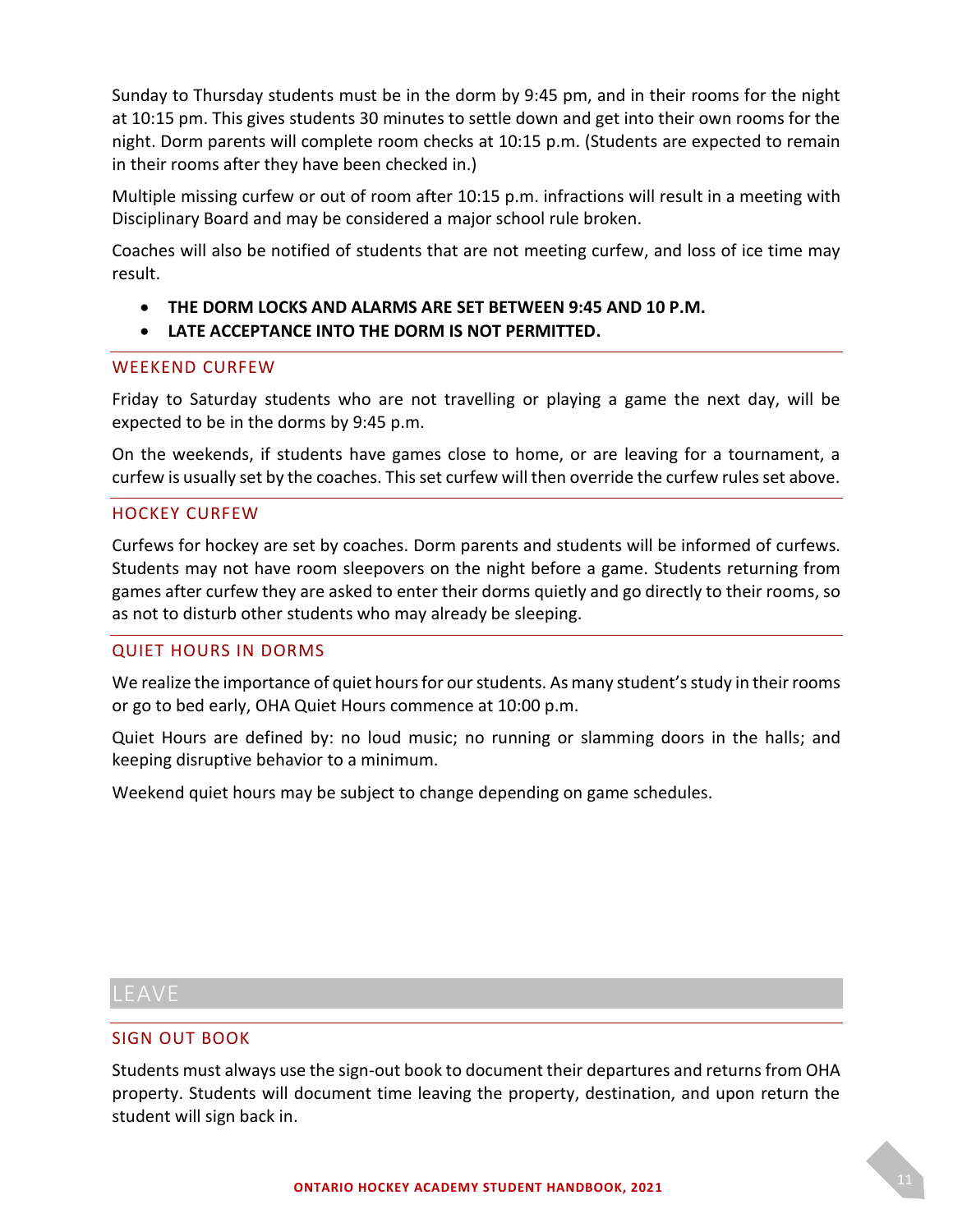Sunday to Thursday students must be in the dorm by 9:45 pm, and in their rooms for the night at 10:15 pm. This gives students 30 minutes to settle down and get into their own rooms for the night. Dorm parents will complete room checks at 10:15 p.m. (Students are expected to remain in their rooms after they have been checked in.)

Multiple missing curfew or out of room after 10:15 p.m. infractions will result in a meeting with Disciplinary Board and may be considered a major school rule broken.

Coaches will also be notified of students that are not meeting curfew, and loss of ice time may result.

- **THE DORM LOCKS AND ALARMS ARE SET BETWEEN 9:45 AND 10 P.M.**
- **LATE ACCEPTANCE INTO THE DORM IS NOT PERMITTED.**

### WEEKEND CURFEW

Friday to Saturday students who are not travelling or playing a game the next day, will be expected to be in the dorms by 9:45 p.m.

On the weekends, if students have games close to home, or are leaving for a tournament, a curfew is usually set by the coaches. This set curfew will then override the curfew rules set above.

### HOCKEY CURFEW

Curfews for hockey are set by coaches. Dorm parents and students will be informed of curfews. Students may not have room sleepovers on the night before a game. Students returning from games after curfew they are asked to enter their dorms quietly and go directly to their rooms, so as not to disturb other students who may already be sleeping.

### QUIET HOURS IN DORMS

We realize the importance of quiet hours for our students. As many student's study in their rooms or go to bed early, OHA Quiet Hours commence at 10:00 p.m.

Quiet Hours are defined by: no loud music; no running or slamming doors in the halls; and keeping disruptive behavior to a minimum.

Weekend quiet hours may be subject to change depending on game schedules.

## LEAVE

### SIGN OUT BOOK

Students must always use the sign-out book to document their departures and returns from OHA property. Students will document time leaving the property, destination, and upon return the student will sign back in.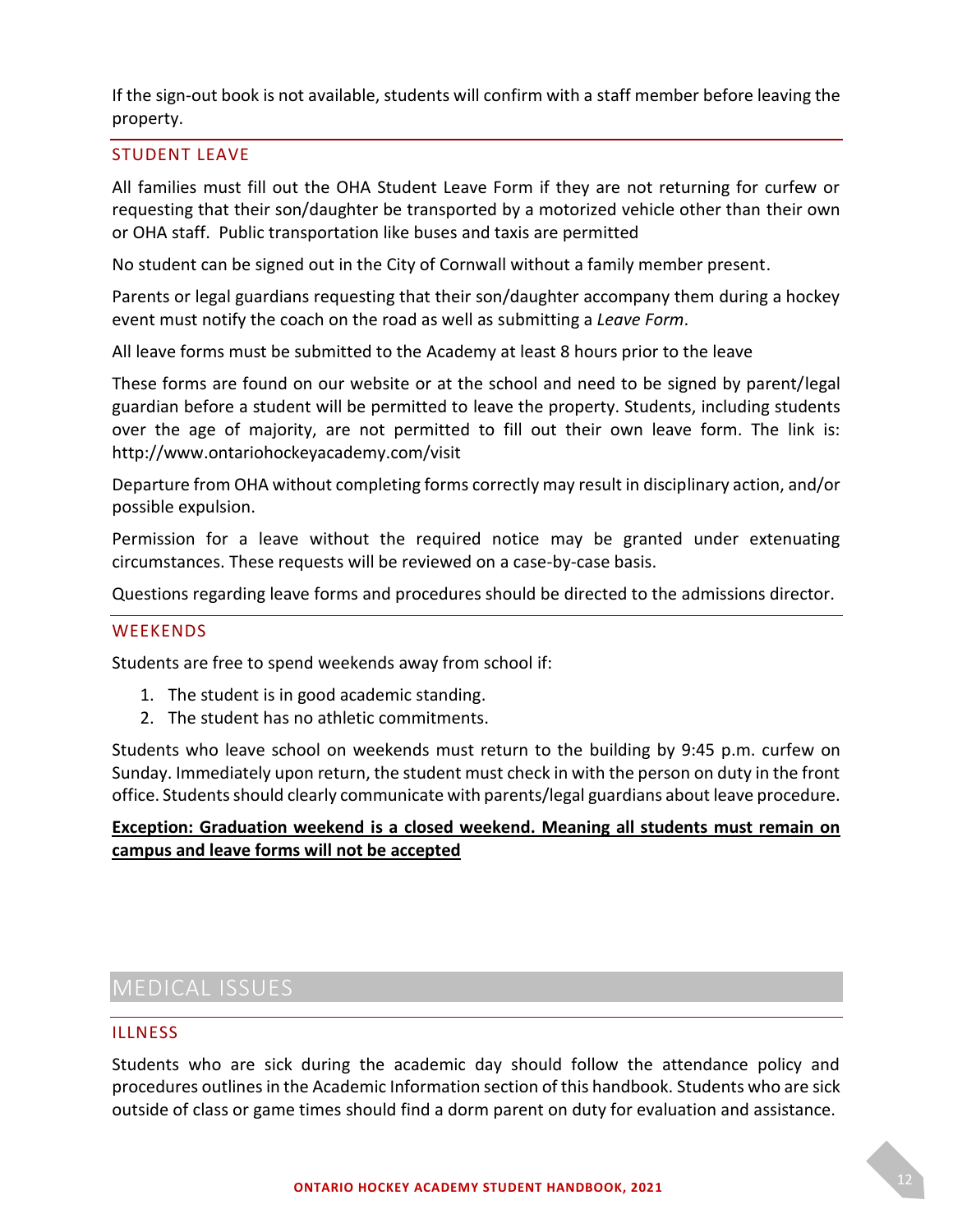If the sign-out book is not available, students will confirm with a staff member before leaving the property.

### STUDENT LEAVE

All families must fill out the OHA Student Leave Form if they are not returning for curfew or requesting that their son/daughter be transported by a motorized vehicle other than their own or OHA staff. Public transportation like buses and taxis are permitted

No student can be signed out in the City of Cornwall without a family member present.

Parents or legal guardians requesting that their son/daughter accompany them during a hockey event must notify the coach on the road as well as submitting a *Leave Form*.

All leave forms must be submitted to the Academy at least 8 hours prior to the leave

These forms are found on our website or at the school and need to be signed by parent/legal guardian before a student will be permitted to leave the property. Students, including students over the age of majority, are not permitted to fill out their own leave form. The link is: http://www.ontariohockeyacademy.com/visit

Departure from OHA without completing forms correctly may result in disciplinary action, and/or possible expulsion.

Permission for a leave without the required notice may be granted under extenuating circumstances. These requests will be reviewed on a case-by-case basis.

Questions regarding leave forms and procedures should be directed to the admissions director.

### WEEKENDS

Students are free to spend weekends away from school if:

1. The student is in good academic standing.
2. The student has no athletic commitments.

Students who leave school on weekends must return to the building by 9:45 p.m. curfew on Sunday. Immediately upon return, the student must check in with the person on duty in the front office. Students should clearly communicate with parents/legal guardians about leave procedure.

**Exception: Graduation weekend is a closed weekend. Meaning all students must remain on campus and leave forms will not be accepted**

## MEDICAL ISSUES

### ILLNESS

Students who are sick during the academic day should follow the attendance policy and procedures outlines in the Academic Information section of this handbook. Students who are sick outside of class or game times should find a dorm parent on duty for evaluation and assistance.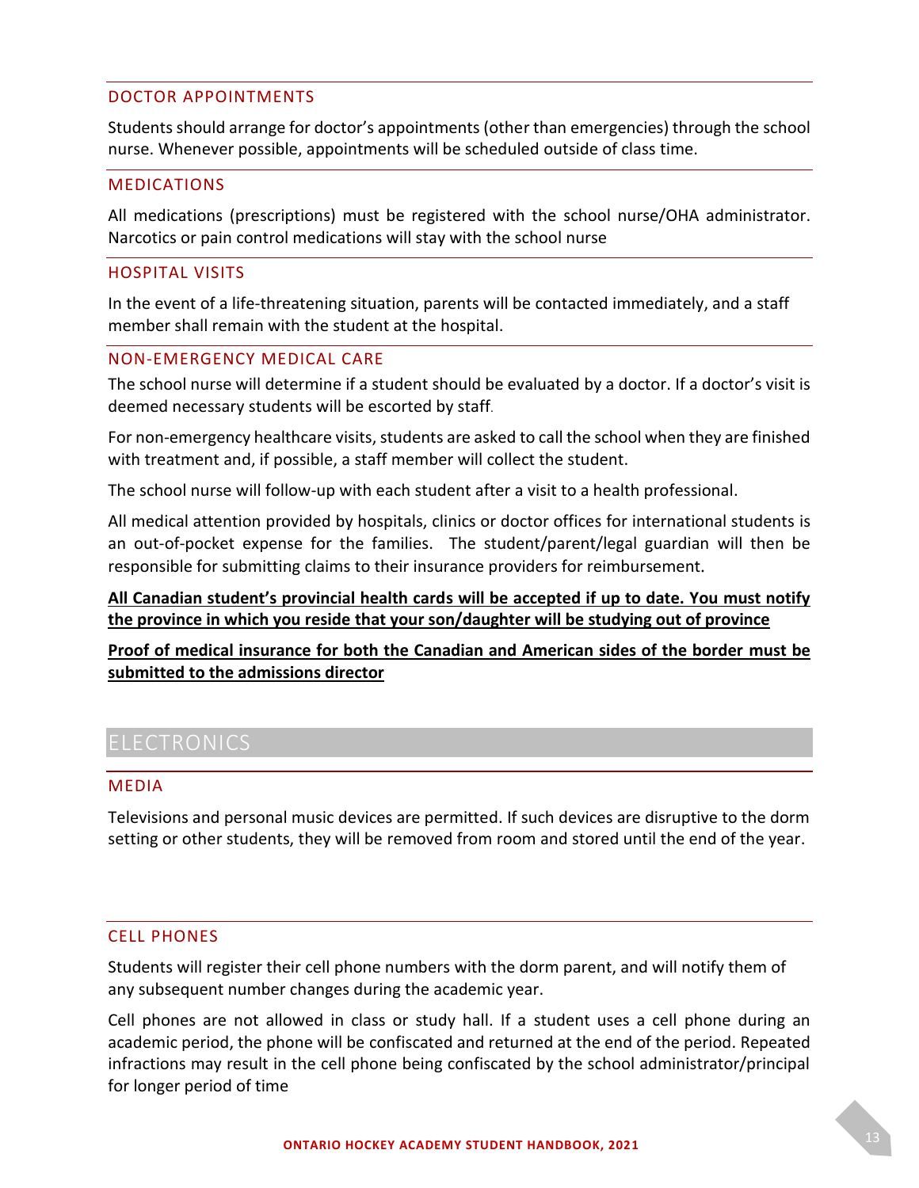### DOCTOR APPOINTMENTS

Students should arrange for doctor's appointments (other than emergencies) through the school nurse. Whenever possible, appointments will be scheduled outside of class time.

### MEDICATIONS

All medications (prescriptions) must be registered with the school nurse/OHA administrator. Narcotics or pain control medications will stay with the school nurse

### HOSPITAL VISITS

In the event of a life-threatening situation, parents will be contacted immediately, and a staff member shall remain with the student at the hospital.

### NON-EMERGENCY MEDICAL CARE

The school nurse will determine if a student should be evaluated by a doctor. If a doctor's visit is deemed necessary students will be escorted by staff.

For non-emergency healthcare visits, students are asked to call the school when they are finished with treatment and, if possible, a staff member will collect the student.

The school nurse will follow-up with each student after a visit to a health professional.

All medical attention provided by hospitals, clinics or doctor offices for international students is an out-of-pocket expense for the families. The student/parent/legal guardian will then be responsible for submitting claims to their insurance providers for reimbursement.

**All Canadian student's provincial health cards will be accepted if up to date. You must notify the province in which you reside that your son/daughter will be studying out of province**

**Proof of medical insurance for both the Canadian and American sides of the border must be submitted to the admissions director**

## ELECTRONICS

### MEDIA

Televisions and personal music devices are permitted. If such devices are disruptive to the dorm setting or other students, they will be removed from room and stored until the end of the year.

### CELL PHONES

Students will register their cell phone numbers with the dorm parent, and will notify them of any subsequent number changes during the academic year.

Cell phones are not allowed in class or study hall. If a student uses a cell phone during an academic period, the phone will be confiscated and returned at the end of the period. Repeated infractions may result in the cell phone being confiscated by the school administrator/principal for longer period of time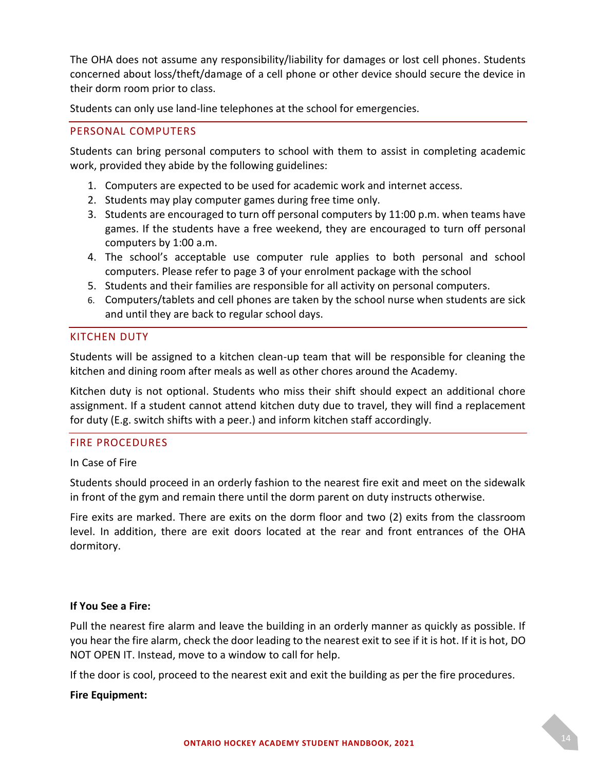The OHA does not assume any responsibility/liability for damages or lost cell phones. Students concerned about loss/theft/damage of a cell phone or other device should secure the device in their dorm room prior to class.

Students can only use land-line telephones at the school for emergencies.

## PERSONAL COMPUTERS

Students can bring personal computers to school with them to assist in completing academic work, provided they abide by the following guidelines:

1. Computers are expected to be used for academic work and internet access.
2. Students may play computer games during free time only.
3. Students are encouraged to turn off personal computers by 11:00 p.m. when teams have games. If the students have a free weekend, they are encouraged to turn off personal computers by 1:00 a.m.
4. The school's acceptable use computer rule applies to both personal and school computers. Please refer to page 3 of your enrolment package with the school
5. Students and their families are responsible for all activity on personal computers.
6. Computers/tablets and cell phones are taken by the school nurse when students are sick and until they are back to regular school days.

## KITCHEN DUTY

Students will be assigned to a kitchen clean-up team that will be responsible for cleaning the kitchen and dining room after meals as well as other chores around the Academy.

Kitchen duty is not optional. Students who miss their shift should expect an additional chore assignment. If a student cannot attend kitchen duty due to travel, they will find a replacement for duty (E.g. switch shifts with a peer.) and inform kitchen staff accordingly.

## FIRE PROCEDURES

In Case of Fire

Students should proceed in an orderly fashion to the nearest fire exit and meet on the sidewalk in front of the gym and remain there until the dorm parent on duty instructs otherwise.

Fire exits are marked. There are exits on the dorm floor and two (2) exits from the classroom level. In addition, there are exit doors located at the rear and front entrances of the OHA dormitory.

**If You See a Fire:**

Pull the nearest fire alarm and leave the building in an orderly manner as quickly as possible. If you hear the fire alarm, check the door leading to the nearest exit to see if it is hot. If it is hot, DO NOT OPEN IT. Instead, move to a window to call for help.

If the door is cool, proceed to the nearest exit and exit the building as per the fire procedures.

**Fire Equipment:**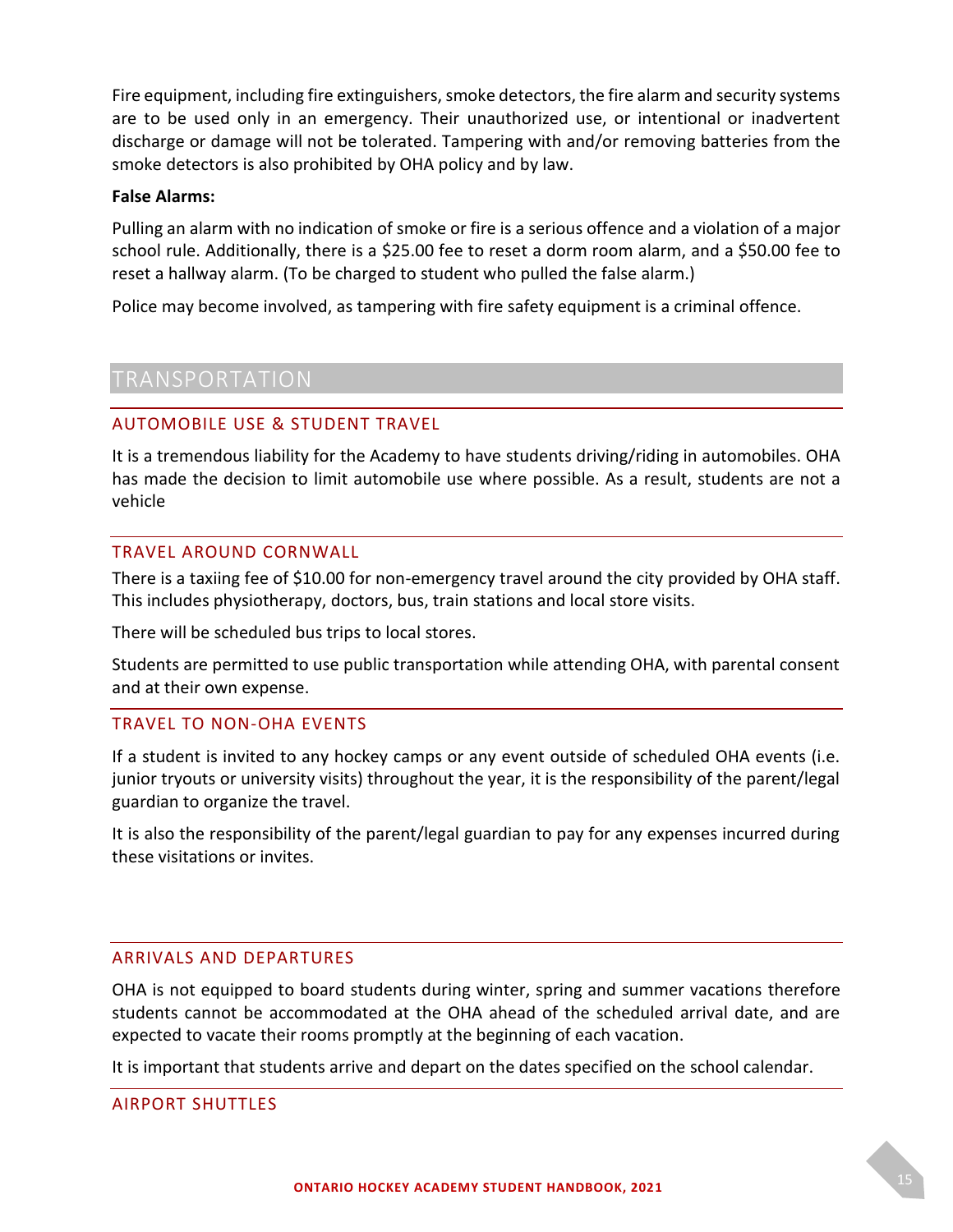Fire equipment, including fire extinguishers, smoke detectors, the fire alarm and security systems are to be used only in an emergency. Their unauthorized use, or intentional or inadvertent discharge or damage will not be tolerated. Tampering with and/or removing batteries from the smoke detectors is also prohibited by OHA policy and by law.

**False Alarms:**

Pulling an alarm with no indication of smoke or fire is a serious offence and a violation of a major school rule. Additionally, there is a $25.00 fee to reset a dorm room alarm, and a $50.00 fee to reset a hallway alarm. (To be charged to student who pulled the false alarm.)

Police may become involved, as tampering with fire safety equipment is a criminal offence.

# TRANSPORTATION

## AUTOMOBILE USE & STUDENT TRAVEL

It is a tremendous liability for the Academy to have students driving/riding in automobiles. OHA has made the decision to limit automobile use where possible. As a result, students are not a vehicle

## TRAVEL AROUND CORNWALL

There is a taxiing fee of $10.00 for non-emergency travel around the city provided by OHA staff. This includes physiotherapy, doctors, bus, train stations and local store visits.

There will be scheduled bus trips to local stores.

Students are permitted to use public transportation while attending OHA, with parental consent and at their own expense.

## TRAVEL TO NON-OHA EVENTS

If a student is invited to any hockey camps or any event outside of scheduled OHA events (i.e. junior tryouts or university visits) throughout the year, it is the responsibility of the parent/legal guardian to organize the travel.

It is also the responsibility of the parent/legal guardian to pay for any expenses incurred during these visitations or invites.

## ARRIVALS AND DEPARTURES

OHA is not equipped to board students during winter, spring and summer vacations therefore students cannot be accommodated at the OHA ahead of the scheduled arrival date, and are expected to vacate their rooms promptly at the beginning of each vacation.

It is important that students arrive and depart on the dates specified on the school calendar.

## AIRPORT SHUTTLES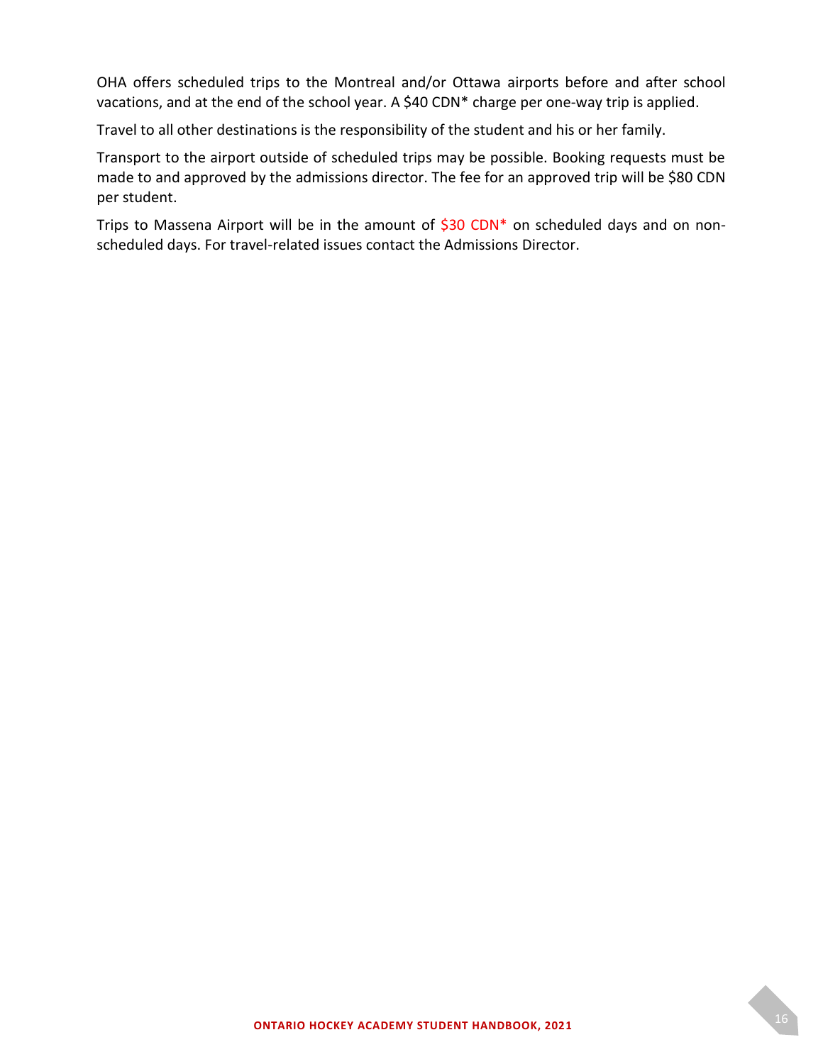OHA offers scheduled trips to the Montreal and/or Ottawa airports before and after school vacations, and at the end of the school year. A $40 CDN* charge per one-way trip is applied.

Travel to all other destinations is the responsibility of the student and his or her family.

Transport to the airport outside of scheduled trips may be possible. Booking requests must be made to and approved by the admissions director. The fee for an approved trip will be $80 CDN per student.

Trips to Massena Airport will be in the amount of $30 CDN* on scheduled days and on non-scheduled days. For travel-related issues contact the Admissions Director.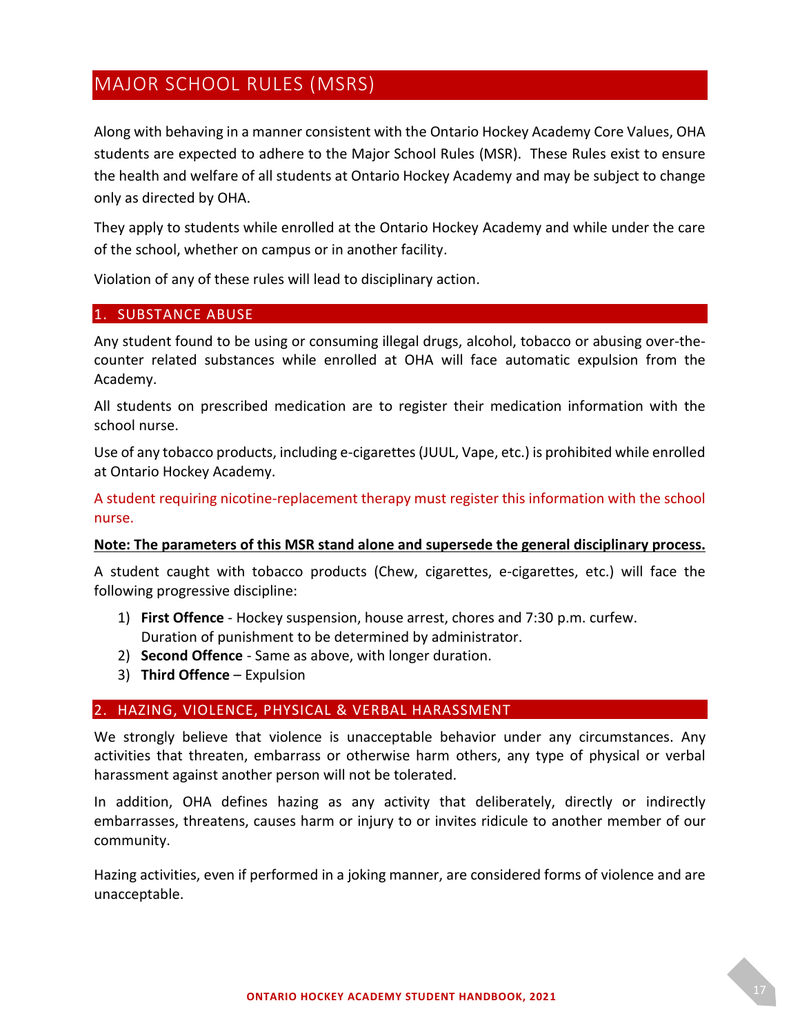# MAJOR SCHOOL RULES (MSRS)

Along with behaving in a manner consistent with the Ontario Hockey Academy Core Values, OHA students are expected to adhere to the Major School Rules (MSR). These Rules exist to ensure the health and welfare of all students at Ontario Hockey Academy and may be subject to change only as directed by OHA.

They apply to students while enrolled at the Ontario Hockey Academy and while under the care of the school, whether on campus or in another facility.

Violation of any of these rules will lead to disciplinary action.

## 1. SUBSTANCE ABUSE

Any student found to be using or consuming illegal drugs, alcohol, tobacco or abusing over-the-counter related substances while enrolled at OHA will face automatic expulsion from the Academy.

All students on prescribed medication are to register their medication information with the school nurse.

Use of any tobacco products, including e-cigarettes (JUUL, Vape, etc.) is prohibited while enrolled at Ontario Hockey Academy.

A student requiring nicotine-replacement therapy must register this information with the school nurse.

**Note: The parameters of this MSR stand alone and supersede the general disciplinary process.**

A student caught with tobacco products (Chew, cigarettes, e-cigarettes, etc.) will face the following progressive discipline:

1) **First Offence** - Hockey suspension, house arrest, chores and 7:30 p.m. curfew. Duration of punishment to be determined by administrator.
2) **Second Offence** - Same as above, with longer duration.
3) **Third Offence** – Expulsion

## 2. HAZING, VIOLENCE, PHYSICAL & VERBAL HARASSMENT

We strongly believe that violence is unacceptable behavior under any circumstances. Any activities that threaten, embarrass or otherwise harm others, any type of physical or verbal harassment against another person will not be tolerated.

In addition, OHA defines hazing as any activity that deliberately, directly or indirectly embarrasses, threatens, causes harm or injury to or invites ridicule to another member of our community.

Hazing activities, even if performed in a joking manner, are considered forms of violence and are unacceptable.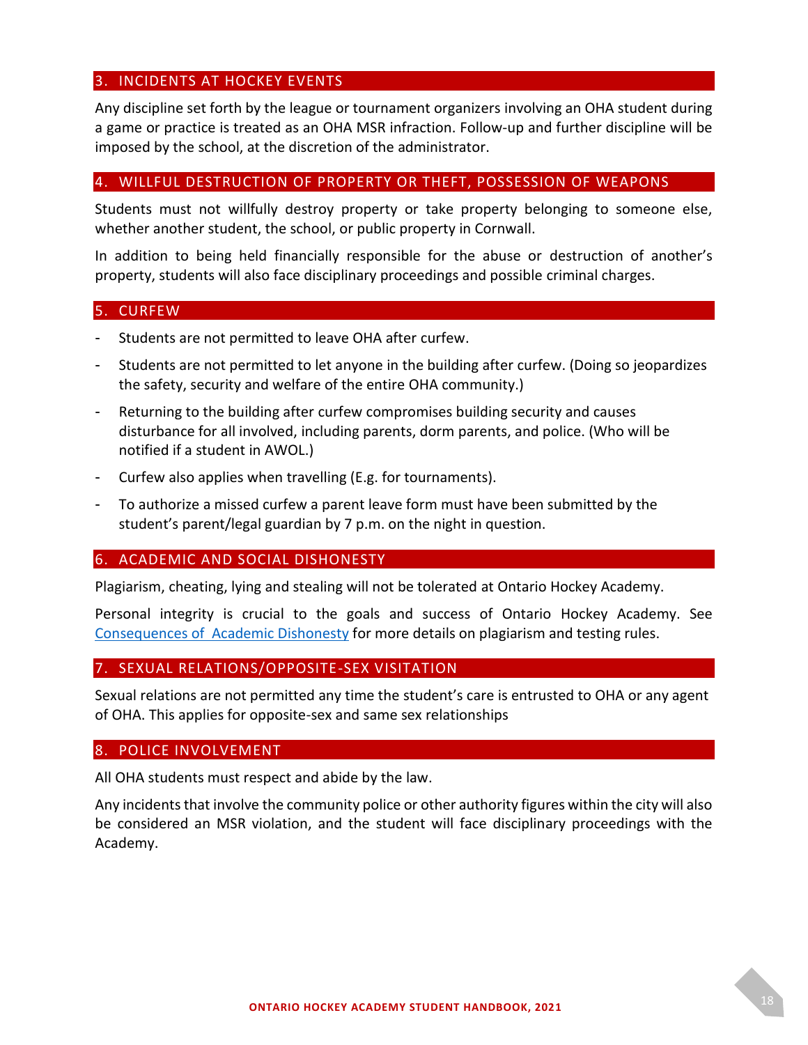## 3. INCIDENTS AT HOCKEY EVENTS

Any discipline set forth by the league or tournament organizers involving an OHA student during a game or practice is treated as an OHA MSR infraction. Follow-up and further discipline will be imposed by the school, at the discretion of the administrator.

## 4. WILLFUL DESTRUCTION OF PROPERTY OR THEFT, POSSESSION OF WEAPONS

Students must not willfully destroy property or take property belonging to someone else, whether another student, the school, or public property in Cornwall.

In addition to being held financially responsible for the abuse or destruction of another's property, students will also face disciplinary proceedings and possible criminal charges.

## 5. CURFEW

- Students are not permitted to leave OHA after curfew.
- Students are not permitted to let anyone in the building after curfew. (Doing so jeopardizes the safety, security and welfare of the entire OHA community.)
- Returning to the building after curfew compromises building security and causes disturbance for all involved, including parents, dorm parents, and police. (Who will be notified if a student in AWOL.)
- Curfew also applies when travelling (E.g. for tournaments).
- To authorize a missed curfew a parent leave form must have been submitted by the student's parent/legal guardian by 7 p.m. on the night in question.

## 6. ACADEMIC AND SOCIAL DISHONESTY

Plagiarism, cheating, lying and stealing will not be tolerated at Ontario Hockey Academy.

Personal integrity is crucial to the goals and success of Ontario Hockey Academy. See Consequences of Academic Dishonesty for more details on plagiarism and testing rules.

## 7. SEXUAL RELATIONS/OPPOSITE-SEX VISITATION

Sexual relations are not permitted any time the student's care is entrusted to OHA or any agent of OHA. This applies for opposite-sex and same sex relationships

## 8. POLICE INVOLVEMENT

All OHA students must respect and abide by the law.

Any incidents that involve the community police or other authority figures within the city will also be considered an MSR violation, and the student will face disciplinary proceedings with the Academy.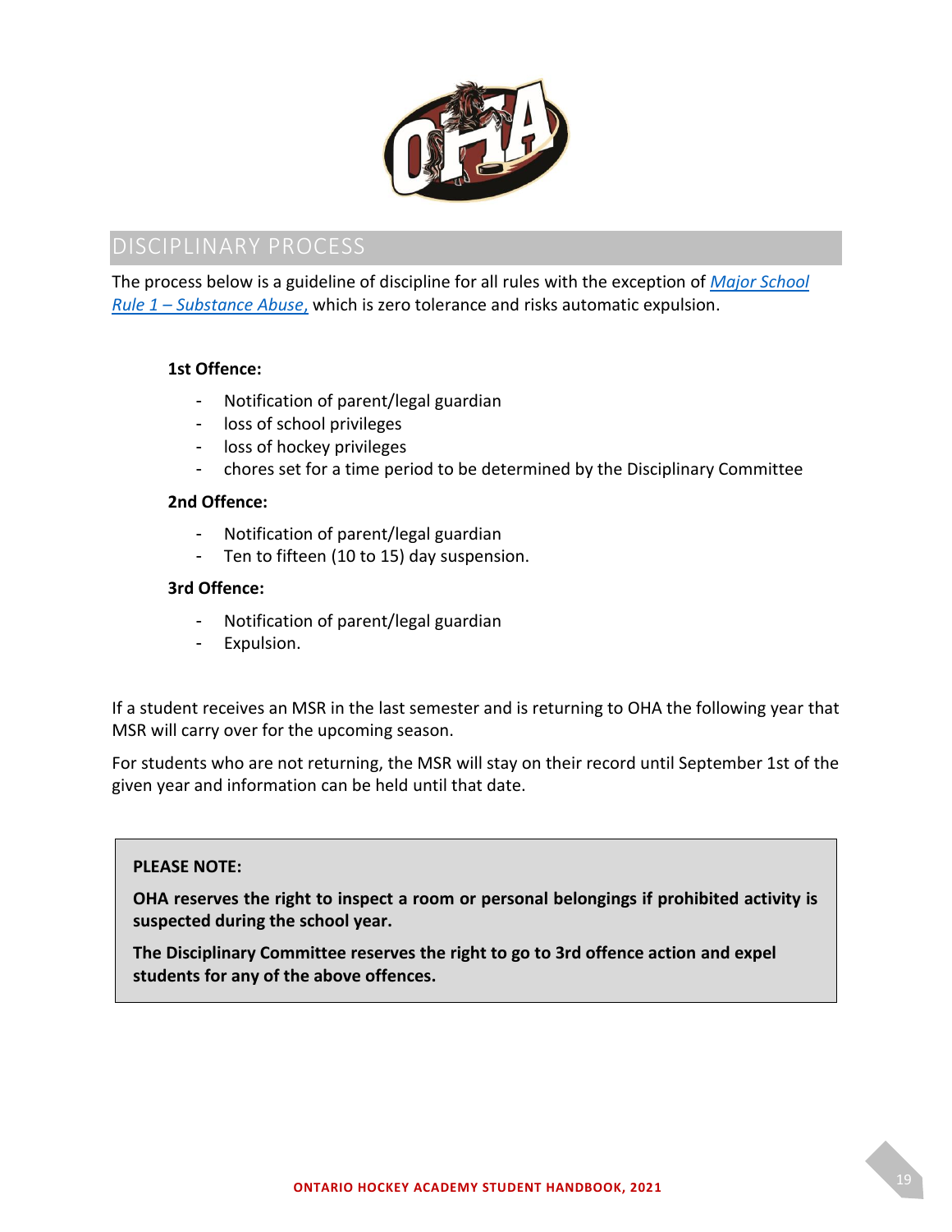## DISCIPLINARY PROCESS

The process below is a guideline of discipline for all rules with the exception of *Major School Rule 1 – Substance Abuse,* which is zero tolerance and risks automatic expulsion.

**1st Offence:**

- Notification of parent/legal guardian
- loss of school privileges
- loss of hockey privileges
- chores set for a time period to be determined by the Disciplinary Committee

**2nd Offence:**

- Notification of parent/legal guardian
- Ten to fifteen (10 to 15) day suspension.

**3rd Offence:**

- Notification of parent/legal guardian
- Expulsion.

If a student receives an MSR in the last semester and is returning to OHA the following year that MSR will carry over for the upcoming season.

For students who are not returning, the MSR will stay on their record until September 1st of the given year and information can be held until that date.

> **PLEASE NOTE:**
>
> **OHA reserves the right to inspect a room or personal belongings if prohibited activity is suspected during the school year.**
>
> **The Disciplinary Committee reserves the right to go to 3rd offence action and expel students for any of the above offences.**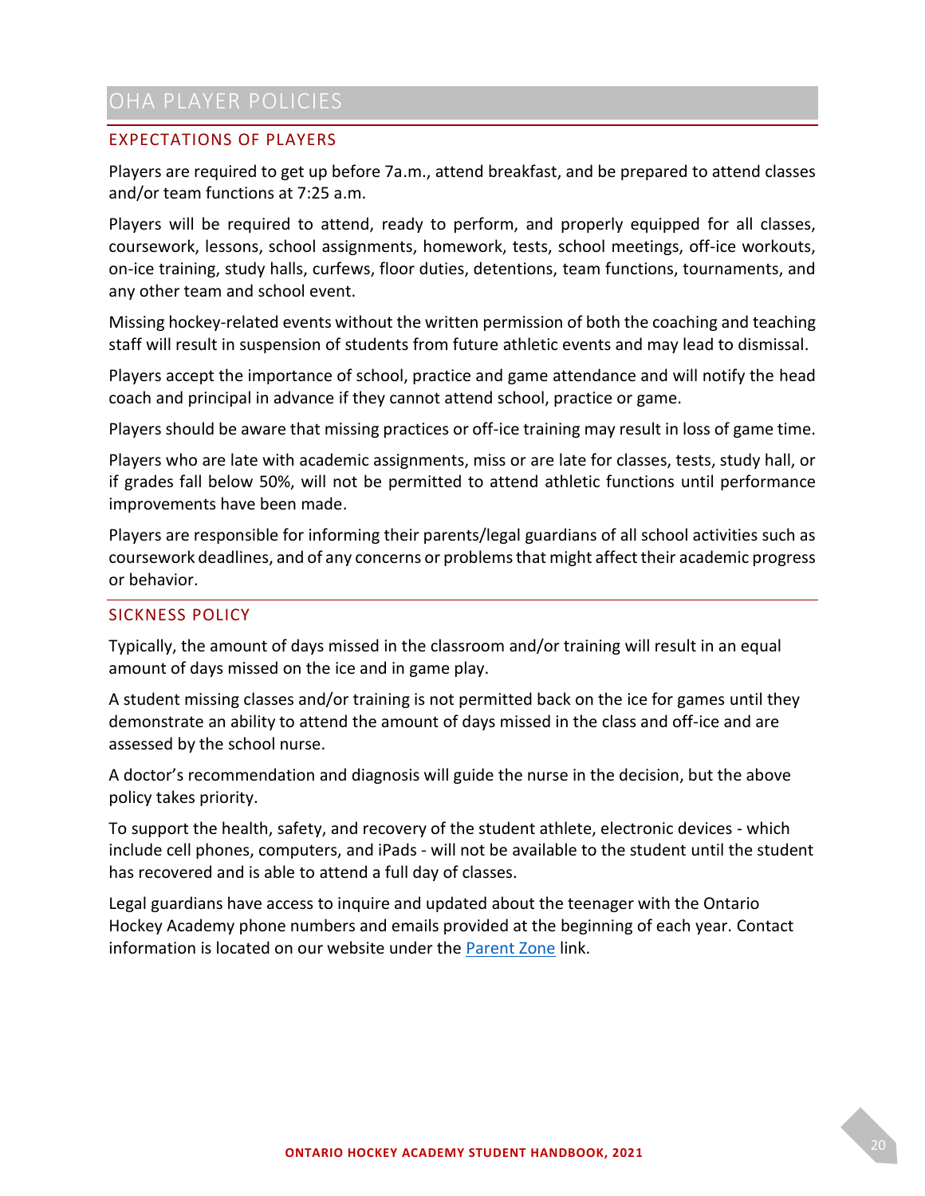# OHA PLAYER POLICIES

## EXPECTATIONS OF PLAYERS

Players are required to get up before 7a.m., attend breakfast, and be prepared to attend classes and/or team functions at 7:25 a.m.

Players will be required to attend, ready to perform, and properly equipped for all classes, coursework, lessons, school assignments, homework, tests, school meetings, off-ice workouts, on-ice training, study halls, curfews, floor duties, detentions, team functions, tournaments, and any other team and school event.

Missing hockey-related events without the written permission of both the coaching and teaching staff will result in suspension of students from future athletic events and may lead to dismissal.

Players accept the importance of school, practice and game attendance and will notify the head coach and principal in advance if they cannot attend school, practice or game.

Players should be aware that missing practices or off-ice training may result in loss of game time.

Players who are late with academic assignments, miss or are late for classes, tests, study hall, or if grades fall below 50%, will not be permitted to attend athletic functions until performance improvements have been made.

Players are responsible for informing their parents/legal guardians of all school activities such as coursework deadlines, and of any concerns or problems that might affect their academic progress or behavior.

## SICKNESS POLICY

Typically, the amount of days missed in the classroom and/or training will result in an equal amount of days missed on the ice and in game play.

A student missing classes and/or training is not permitted back on the ice for games until they demonstrate an ability to attend the amount of days missed in the class and off-ice and are assessed by the school nurse.

A doctor's recommendation and diagnosis will guide the nurse in the decision, but the above policy takes priority.

To support the health, safety, and recovery of the student athlete, electronic devices - which include cell phones, computers, and iPads - will not be available to the student until the student has recovered and is able to attend a full day of classes.

Legal guardians have access to inquire and updated about the teenager with the Ontario Hockey Academy phone numbers and emails provided at the beginning of each year. Contact information is located on our website under the Parent Zone link.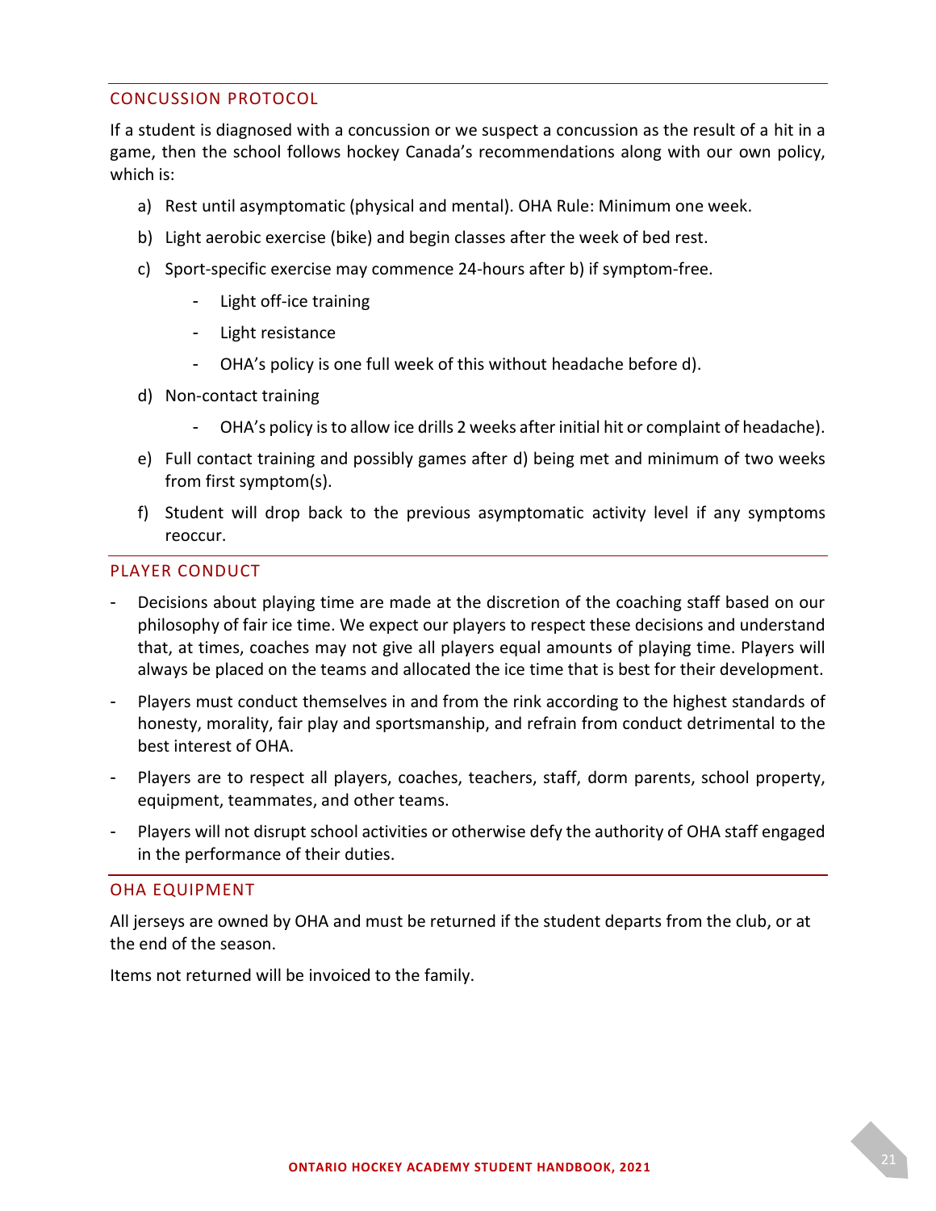## CONCUSSION PROTOCOL

If a student is diagnosed with a concussion or we suspect a concussion as the result of a hit in a game, then the school follows hockey Canada's recommendations along with our own policy, which is:

a) Rest until asymptomatic (physical and mental). OHA Rule: Minimum one week.

b) Light aerobic exercise (bike) and begin classes after the week of bed rest.

c) Sport-specific exercise may commence 24-hours after b) if symptom-free.
   - Light off-ice training
   - Light resistance
   - OHA's policy is one full week of this without headache before d).

d) Non-contact training
   - OHA's policy is to allow ice drills 2 weeks after initial hit or complaint of headache).

e) Full contact training and possibly games after d) being met and minimum of two weeks from first symptom(s).

f) Student will drop back to the previous asymptomatic activity level if any symptoms reoccur.

## PLAYER CONDUCT

- Decisions about playing time are made at the discretion of the coaching staff based on our philosophy of fair ice time. We expect our players to respect these decisions and understand that, at times, coaches may not give all players equal amounts of playing time. Players will always be placed on the teams and allocated the ice time that is best for their development.
- Players must conduct themselves in and from the rink according to the highest standards of honesty, morality, fair play and sportsmanship, and refrain from conduct detrimental to the best interest of OHA.
- Players are to respect all players, coaches, teachers, staff, dorm parents, school property, equipment, teammates, and other teams.
- Players will not disrupt school activities or otherwise defy the authority of OHA staff engaged in the performance of their duties.

## OHA EQUIPMENT

All jerseys are owned by OHA and must be returned if the student departs from the club, or at the end of the season.

Items not returned will be invoiced to the family.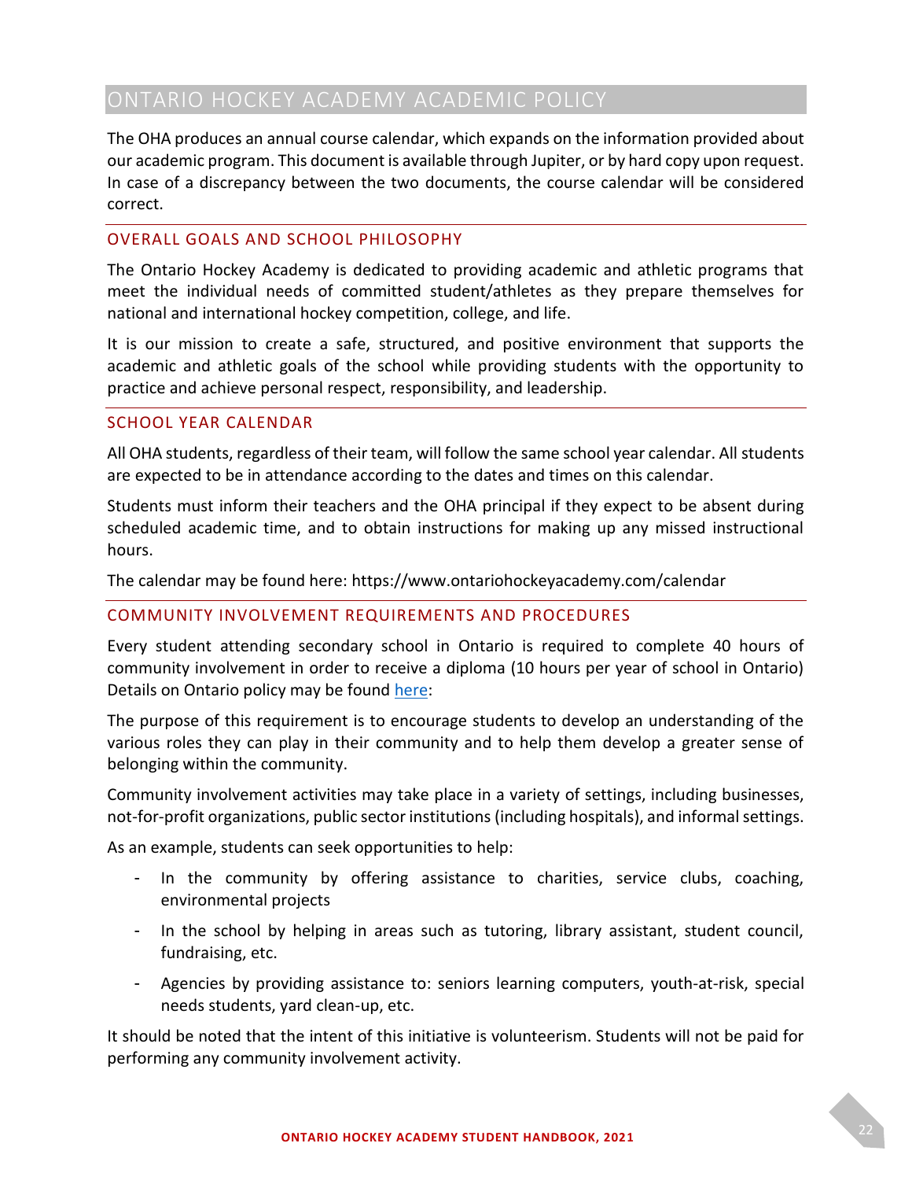# ONTARIO HOCKEY ACADEMY ACADEMIC POLICY

The OHA produces an annual course calendar, which expands on the information provided about our academic program. This document is available through Jupiter, or by hard copy upon request. In case of a discrepancy between the two documents, the course calendar will be considered correct.

## OVERALL GOALS AND SCHOOL PHILOSOPHY

The Ontario Hockey Academy is dedicated to providing academic and athletic programs that meet the individual needs of committed student/athletes as they prepare themselves for national and international hockey competition, college, and life.

It is our mission to create a safe, structured, and positive environment that supports the academic and athletic goals of the school while providing students with the opportunity to practice and achieve personal respect, responsibility, and leadership.

## SCHOOL YEAR CALENDAR

All OHA students, regardless of their team, will follow the same school year calendar. All students are expected to be in attendance according to the dates and times on this calendar.

Students must inform their teachers and the OHA principal if they expect to be absent during scheduled academic time, and to obtain instructions for making up any missed instructional hours.

The calendar may be found here: https://www.ontariohockeyacademy.com/calendar

## COMMUNITY INVOLVEMENT REQUIREMENTS AND PROCEDURES

Every student attending secondary school in Ontario is required to complete 40 hours of community involvement in order to receive a diploma (10 hours per year of school in Ontario) Details on Ontario policy may be found here:

The purpose of this requirement is to encourage students to develop an understanding of the various roles they can play in their community and to help them develop a greater sense of belonging within the community.

Community involvement activities may take place in a variety of settings, including businesses, not-for-profit organizations, public sector institutions (including hospitals), and informal settings.

As an example, students can seek opportunities to help:

- In the community by offering assistance to charities, service clubs, coaching, environmental projects
- In the school by helping in areas such as tutoring, library assistant, student council, fundraising, etc.
- Agencies by providing assistance to: seniors learning computers, youth-at-risk, special needs students, yard clean-up, etc.

It should be noted that the intent of this initiative is volunteerism. Students will not be paid for performing any community involvement activity.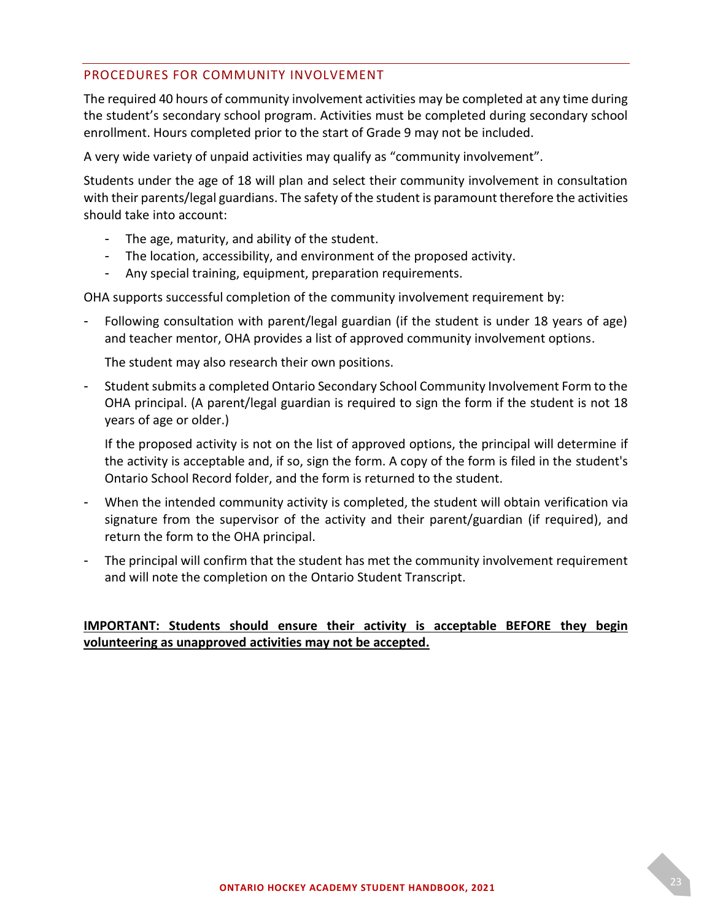## PROCEDURES FOR COMMUNITY INVOLVEMENT

The required 40 hours of community involvement activities may be completed at any time during the student's secondary school program. Activities must be completed during secondary school enrollment. Hours completed prior to the start of Grade 9 may not be included.

A very wide variety of unpaid activities may qualify as "community involvement".

Students under the age of 18 will plan and select their community involvement in consultation with their parents/legal guardians. The safety of the student is paramount therefore the activities should take into account:

- The age, maturity, and ability of the student.
- The location, accessibility, and environment of the proposed activity.
- Any special training, equipment, preparation requirements.

OHA supports successful completion of the community involvement requirement by:

- Following consultation with parent/legal guardian (if the student is under 18 years of age) and teacher mentor, OHA provides a list of approved community involvement options.

  The student may also research their own positions.

- Student submits a completed Ontario Secondary School Community Involvement Form to the OHA principal. (A parent/legal guardian is required to sign the form if the student is not 18 years of age or older.)

  If the proposed activity is not on the list of approved options, the principal will determine if the activity is acceptable and, if so, sign the form. A copy of the form is filed in the student's Ontario School Record folder, and the form is returned to the student.

- When the intended community activity is completed, the student will obtain verification via signature from the supervisor of the activity and their parent/guardian (if required), and return the form to the OHA principal.

- The principal will confirm that the student has met the community involvement requirement and will note the completion on the Ontario Student Transcript.

**IMPORTANT: Students should ensure their activity is acceptable BEFORE they begin volunteering as unapproved activities may not be accepted.**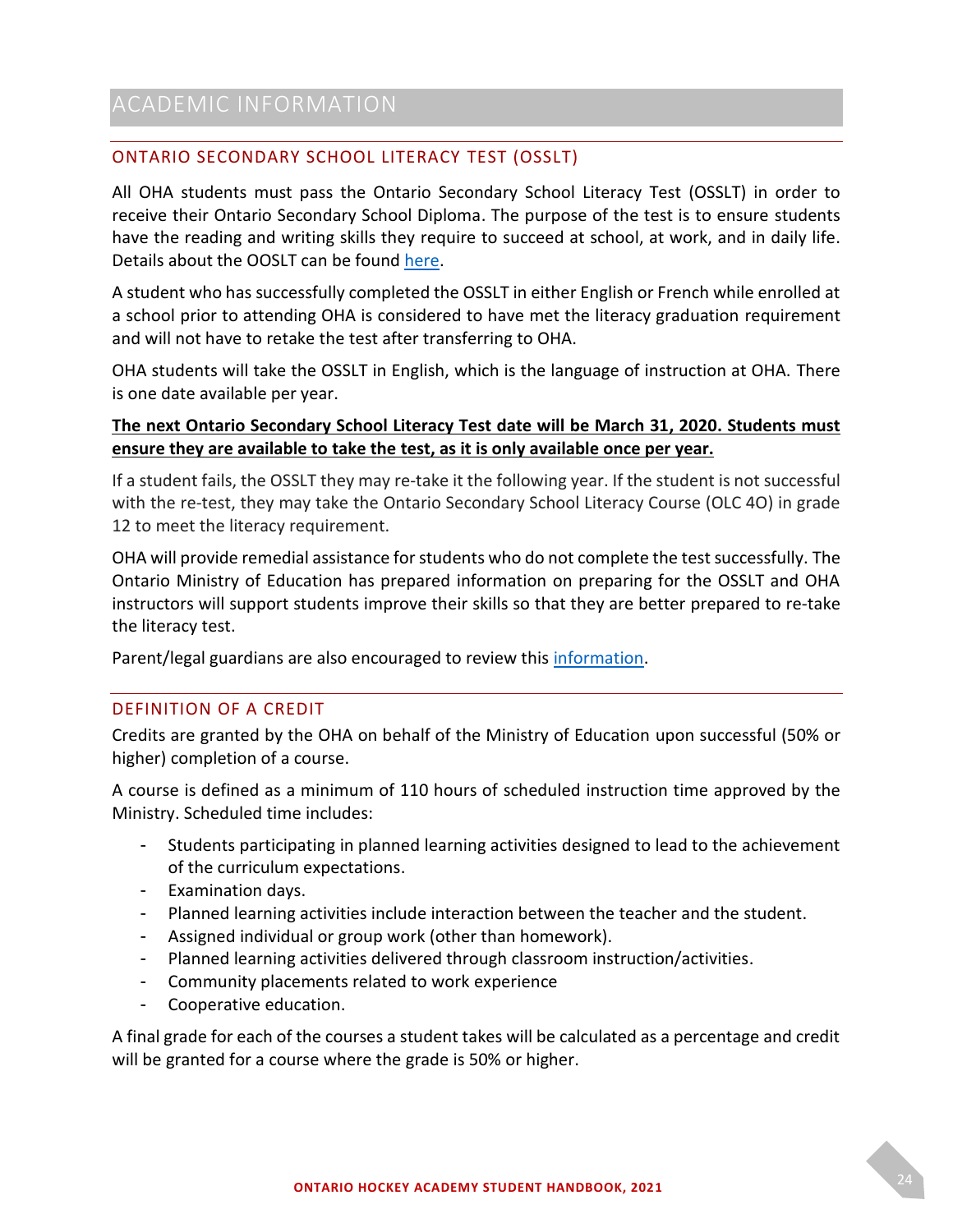# ACADEMIC INFORMATION

## ONTARIO SECONDARY SCHOOL LITERACY TEST (OSSLT)

All OHA students must pass the Ontario Secondary School Literacy Test (OSSLT) in order to receive their Ontario Secondary School Diploma. The purpose of the test is to ensure students have the reading and writing skills they require to succeed at school, at work, and in daily life. Details about the OOSLT can be found here.

A student who has successfully completed the OSSLT in either English or French while enrolled at a school prior to attending OHA is considered to have met the literacy graduation requirement and will not have to retake the test after transferring to OHA.

OHA students will take the OSSLT in English, which is the language of instruction at OHA. There is one date available per year.

**The next Ontario Secondary School Literacy Test date will be March 31, 2020. Students must ensure they are available to take the test, as it is only available once per year.**

If a student fails, the OSSLT they may re-take it the following year. If the student is not successful with the re-test, they may take the Ontario Secondary School Literacy Course (OLC 4O) in grade 12 to meet the literacy requirement.

OHA will provide remedial assistance for students who do not complete the test successfully. The Ontario Ministry of Education has prepared information on preparing for the OSSLT and OHA instructors will support students improve their skills so that they are better prepared to re-take the literacy test.

Parent/legal guardians are also encouraged to review this information.

## DEFINITION OF A CREDIT

Credits are granted by the OHA on behalf of the Ministry of Education upon successful (50% or higher) completion of a course.

A course is defined as a minimum of 110 hours of scheduled instruction time approved by the Ministry. Scheduled time includes:

- Students participating in planned learning activities designed to lead to the achievement of the curriculum expectations.
- Examination days.
- Planned learning activities include interaction between the teacher and the student.
- Assigned individual or group work (other than homework).
- Planned learning activities delivered through classroom instruction/activities.
- Community placements related to work experience
- Cooperative education.

A final grade for each of the courses a student takes will be calculated as a percentage and credit will be granted for a course where the grade is 50% or higher.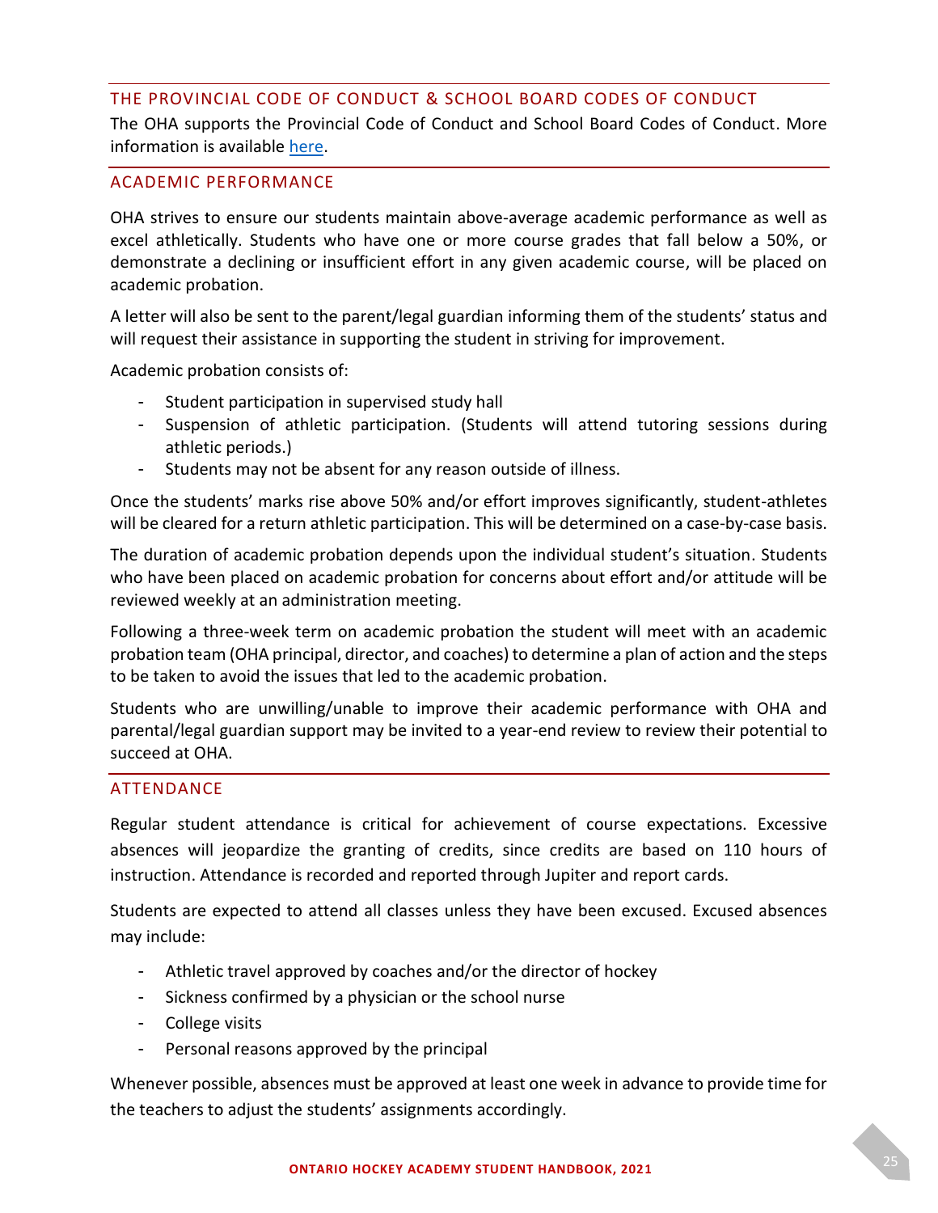## THE PROVINCIAL CODE OF CONDUCT & SCHOOL BOARD CODES OF CONDUCT

The OHA supports the Provincial Code of Conduct and School Board Codes of Conduct. More information is available here.

## ACADEMIC PERFORMANCE

OHA strives to ensure our students maintain above-average academic performance as well as excel athletically. Students who have one or more course grades that fall below a 50%, or demonstrate a declining or insufficient effort in any given academic course, will be placed on academic probation.

A letter will also be sent to the parent/legal guardian informing them of the students' status and will request their assistance in supporting the student in striving for improvement.

Academic probation consists of:

- Student participation in supervised study hall
- Suspension of athletic participation. (Students will attend tutoring sessions during athletic periods.)
- Students may not be absent for any reason outside of illness.

Once the students' marks rise above 50% and/or effort improves significantly, student-athletes will be cleared for a return athletic participation. This will be determined on a case-by-case basis.

The duration of academic probation depends upon the individual student's situation. Students who have been placed on academic probation for concerns about effort and/or attitude will be reviewed weekly at an administration meeting.

Following a three-week term on academic probation the student will meet with an academic probation team (OHA principal, director, and coaches) to determine a plan of action and the steps to be taken to avoid the issues that led to the academic probation.

Students who are unwilling/unable to improve their academic performance with OHA and parental/legal guardian support may be invited to a year-end review to review their potential to succeed at OHA.

## ATTENDANCE

Regular student attendance is critical for achievement of course expectations. Excessive absences will jeopardize the granting of credits, since credits are based on 110 hours of instruction. Attendance is recorded and reported through Jupiter and report cards.

Students are expected to attend all classes unless they have been excused. Excused absences may include:

- Athletic travel approved by coaches and/or the director of hockey
- Sickness confirmed by a physician or the school nurse
- College visits
- Personal reasons approved by the principal

Whenever possible, absences must be approved at least one week in advance to provide time for the teachers to adjust the students' assignments accordingly.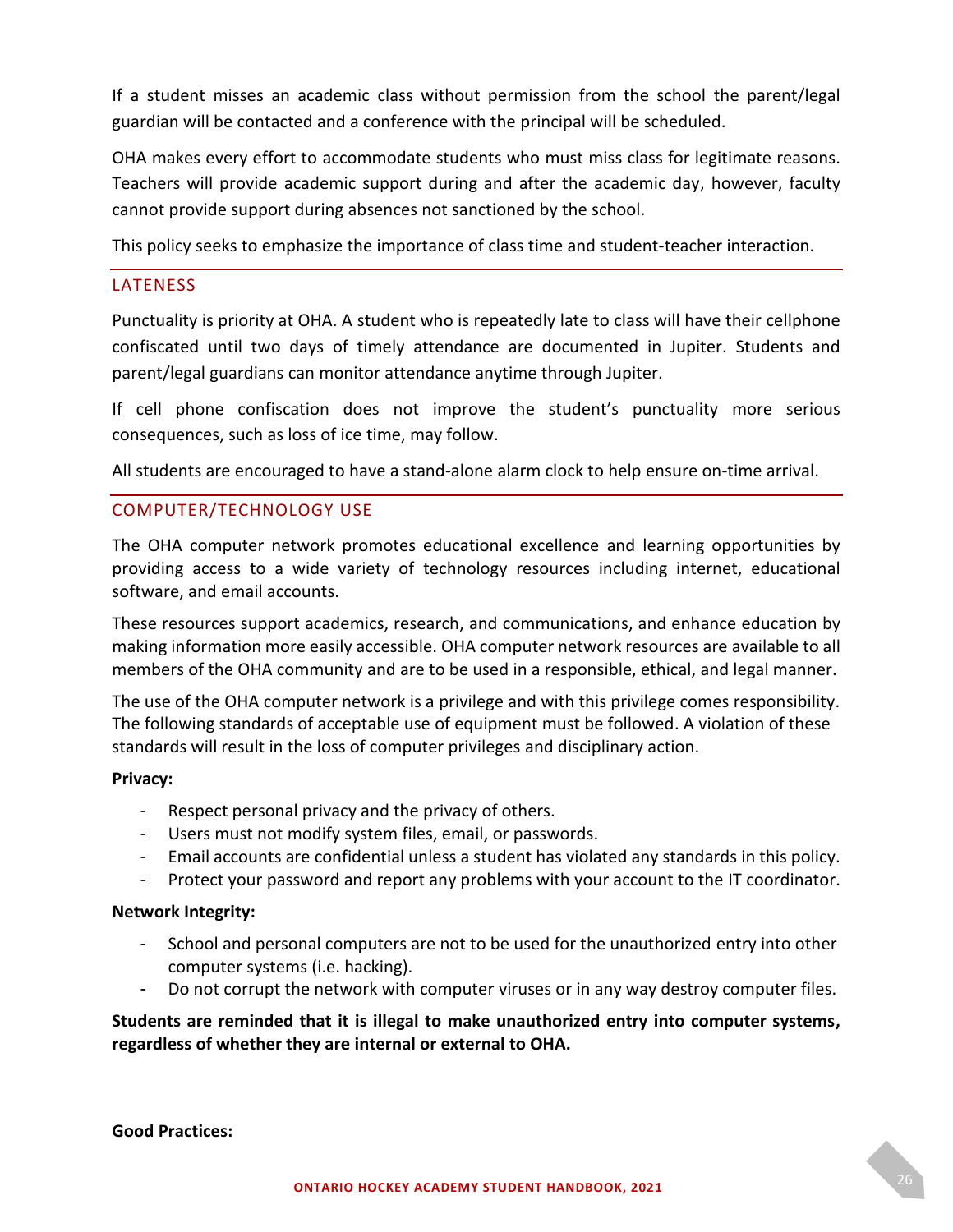If a student misses an academic class without permission from the school the parent/legal guardian will be contacted and a conference with the principal will be scheduled.

OHA makes every effort to accommodate students who must miss class for legitimate reasons. Teachers will provide academic support during and after the academic day, however, faculty cannot provide support during absences not sanctioned by the school.

This policy seeks to emphasize the importance of class time and student-teacher interaction.

## LATENESS

Punctuality is priority at OHA. A student who is repeatedly late to class will have their cellphone confiscated until two days of timely attendance are documented in Jupiter. Students and parent/legal guardians can monitor attendance anytime through Jupiter.

If cell phone confiscation does not improve the student's punctuality more serious consequences, such as loss of ice time, may follow.

All students are encouraged to have a stand-alone alarm clock to help ensure on-time arrival.

## COMPUTER/TECHNOLOGY USE

The OHA computer network promotes educational excellence and learning opportunities by providing access to a wide variety of technology resources including internet, educational software, and email accounts.

These resources support academics, research, and communications, and enhance education by making information more easily accessible. OHA computer network resources are available to all members of the OHA community and are to be used in a responsible, ethical, and legal manner.

The use of the OHA computer network is a privilege and with this privilege comes responsibility. The following standards of acceptable use of equipment must be followed. A violation of these standards will result in the loss of computer privileges and disciplinary action.

**Privacy:**

- Respect personal privacy and the privacy of others.
- Users must not modify system files, email, or passwords.
- Email accounts are confidential unless a student has violated any standards in this policy.
- Protect your password and report any problems with your account to the IT coordinator.

**Network Integrity:**

- School and personal computers are not to be used for the unauthorized entry into other computer systems (i.e. hacking).
- Do not corrupt the network with computer viruses or in any way destroy computer files.

**Students are reminded that it is illegal to make unauthorized entry into computer systems, regardless of whether they are internal or external to OHA.**

**Good Practices:**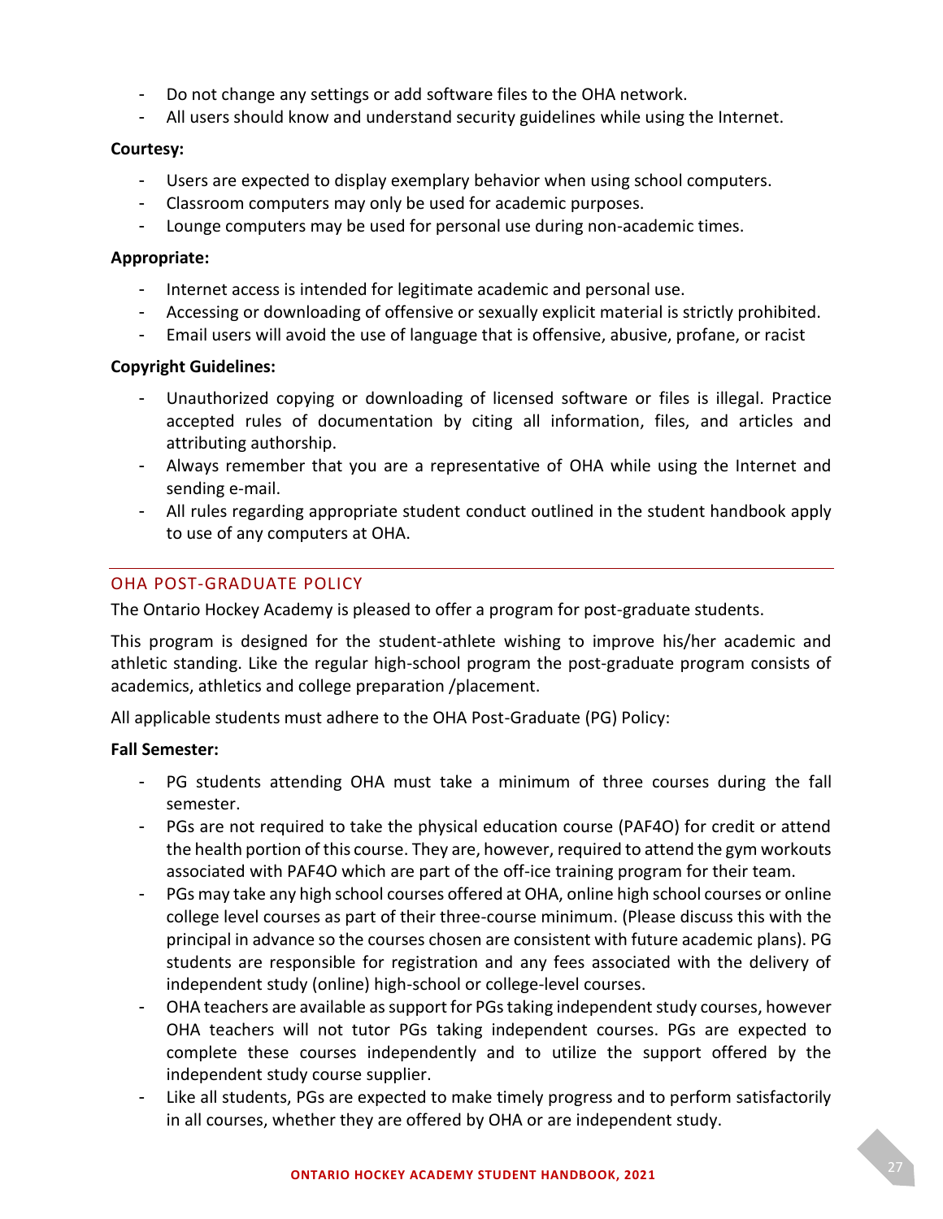- Do not change any settings or add software files to the OHA network.
- All users should know and understand security guidelines while using the Internet.

**Courtesy:**

- Users are expected to display exemplary behavior when using school computers.
- Classroom computers may only be used for academic purposes.
- Lounge computers may be used for personal use during non-academic times.

**Appropriate:**

- Internet access is intended for legitimate academic and personal use.
- Accessing or downloading of offensive or sexually explicit material is strictly prohibited.
- Email users will avoid the use of language that is offensive, abusive, profane, or racist

**Copyright Guidelines:**

- Unauthorized copying or downloading of licensed software or files is illegal. Practice accepted rules of documentation by citing all information, files, and articles and attributing authorship.
- Always remember that you are a representative of OHA while using the Internet and sending e-mail.
- All rules regarding appropriate student conduct outlined in the student handbook apply to use of any computers at OHA.

## OHA POST-GRADUATE POLICY

The Ontario Hockey Academy is pleased to offer a program for post-graduate students.

This program is designed for the student-athlete wishing to improve his/her academic and athletic standing. Like the regular high-school program the post-graduate program consists of academics, athletics and college preparation /placement.

All applicable students must adhere to the OHA Post-Graduate (PG) Policy:

**Fall Semester:**

- PG students attending OHA must take a minimum of three courses during the fall semester.
- PGs are not required to take the physical education course (PAF4O) for credit or attend the health portion of this course. They are, however, required to attend the gym workouts associated with PAF4O which are part of the off-ice training program for their team.
- PGs may take any high school courses offered at OHA, online high school courses or online college level courses as part of their three-course minimum. (Please discuss this with the principal in advance so the courses chosen are consistent with future academic plans). PG students are responsible for registration and any fees associated with the delivery of independent study (online) high-school or college-level courses.
- OHA teachers are available as support for PGs taking independent study courses, however OHA teachers will not tutor PGs taking independent courses. PGs are expected to complete these courses independently and to utilize the support offered by the independent study course supplier.
- Like all students, PGs are expected to make timely progress and to perform satisfactorily in all courses, whether they are offered by OHA or are independent study.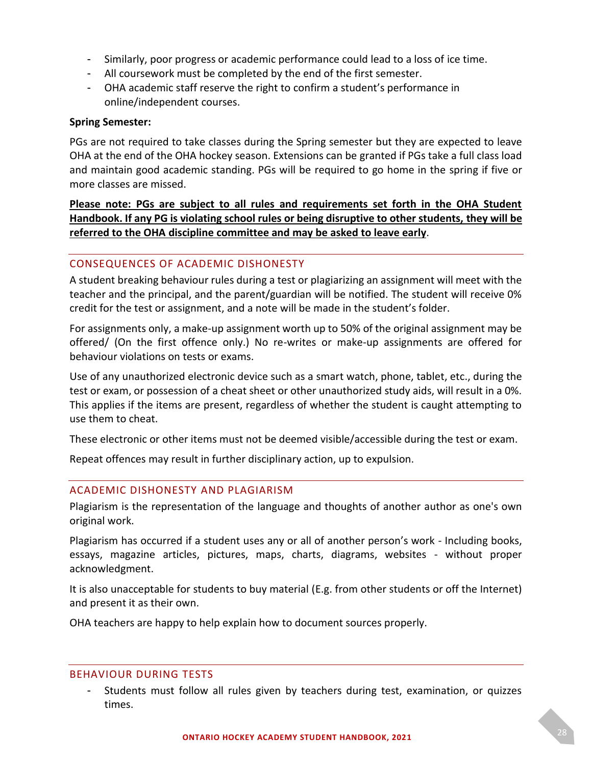- Similarly, poor progress or academic performance could lead to a loss of ice time.
- All coursework must be completed by the end of the first semester.
- OHA academic staff reserve the right to confirm a student's performance in online/independent courses.

**Spring Semester:**

PGs are not required to take classes during the Spring semester but they are expected to leave OHA at the end of the OHA hockey season. Extensions can be granted if PGs take a full class load and maintain good academic standing. PGs will be required to go home in the spring if five or more classes are missed.

**<u>Please note: PGs are subject to all rules and requirements set forth in the OHA Student Handbook. If any PG is violating school rules or being disruptive to other students, they will be referred to the OHA discipline committee and may be asked to leave early</u>**.

## CONSEQUENCES OF ACADEMIC DISHONESTY

A student breaking behaviour rules during a test or plagiarizing an assignment will meet with the teacher and the principal, and the parent/guardian will be notified. The student will receive 0% credit for the test or assignment, and a note will be made in the student's folder.

For assignments only, a make-up assignment worth up to 50% of the original assignment may be offered/ (On the first offence only.) No re-writes or make-up assignments are offered for behaviour violations on tests or exams.

Use of any unauthorized electronic device such as a smart watch, phone, tablet, etc., during the test or exam, or possession of a cheat sheet or other unauthorized study aids, will result in a 0%. This applies if the items are present, regardless of whether the student is caught attempting to use them to cheat.

These electronic or other items must not be deemed visible/accessible during the test or exam.

Repeat offences may result in further disciplinary action, up to expulsion.

## ACADEMIC DISHONESTY AND PLAGIARISM

Plagiarism is the representation of the language and thoughts of another author as one's own original work.

Plagiarism has occurred if a student uses any or all of another person's work - Including books, essays, magazine articles, pictures, maps, charts, diagrams, websites - without proper acknowledgment.

It is also unacceptable for students to buy material (E.g. from other students or off the Internet) and present it as their own.

OHA teachers are happy to help explain how to document sources properly.

## BEHAVIOUR DURING TESTS

- Students must follow all rules given by teachers during test, examination, or quizzes times.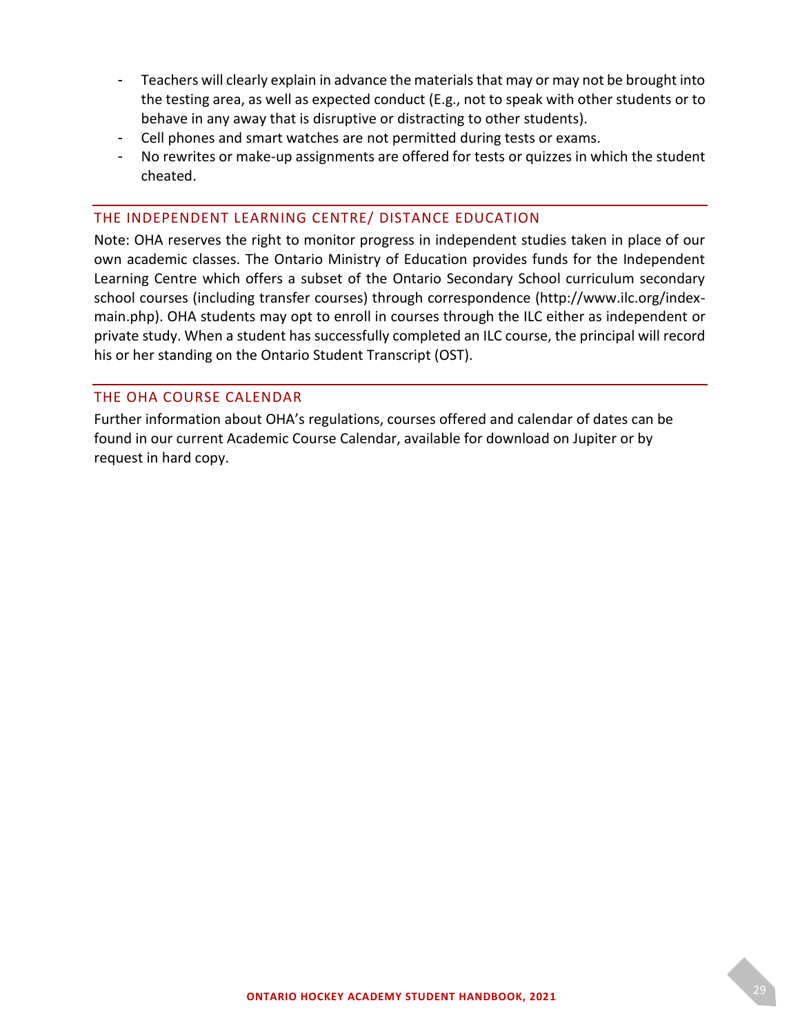- Teachers will clearly explain in advance the materials that may or may not be brought into the testing area, as well as expected conduct (E.g., not to speak with other students or to behave in any away that is disruptive or distracting to other students).
- Cell phones and smart watches are not permitted during tests or exams.
- No rewrites or make-up assignments are offered for tests or quizzes in which the student cheated.

## THE INDEPENDENT LEARNING CENTRE/ DISTANCE EDUCATION

Note: OHA reserves the right to monitor progress in independent studies taken in place of our own academic classes. The Ontario Ministry of Education provides funds for the Independent Learning Centre which offers a subset of the Ontario Secondary School curriculum secondary school courses (including transfer courses) through correspondence (http://www.ilc.org/index-main.php). OHA students may opt to enroll in courses through the ILC either as independent or private study. When a student has successfully completed an ILC course, the principal will record his or her standing on the Ontario Student Transcript (OST).

## THE OHA COURSE CALENDAR

Further information about OHA's regulations, courses offered and calendar of dates can be found in our current Academic Course Calendar, available for download on Jupiter or by request in hard copy.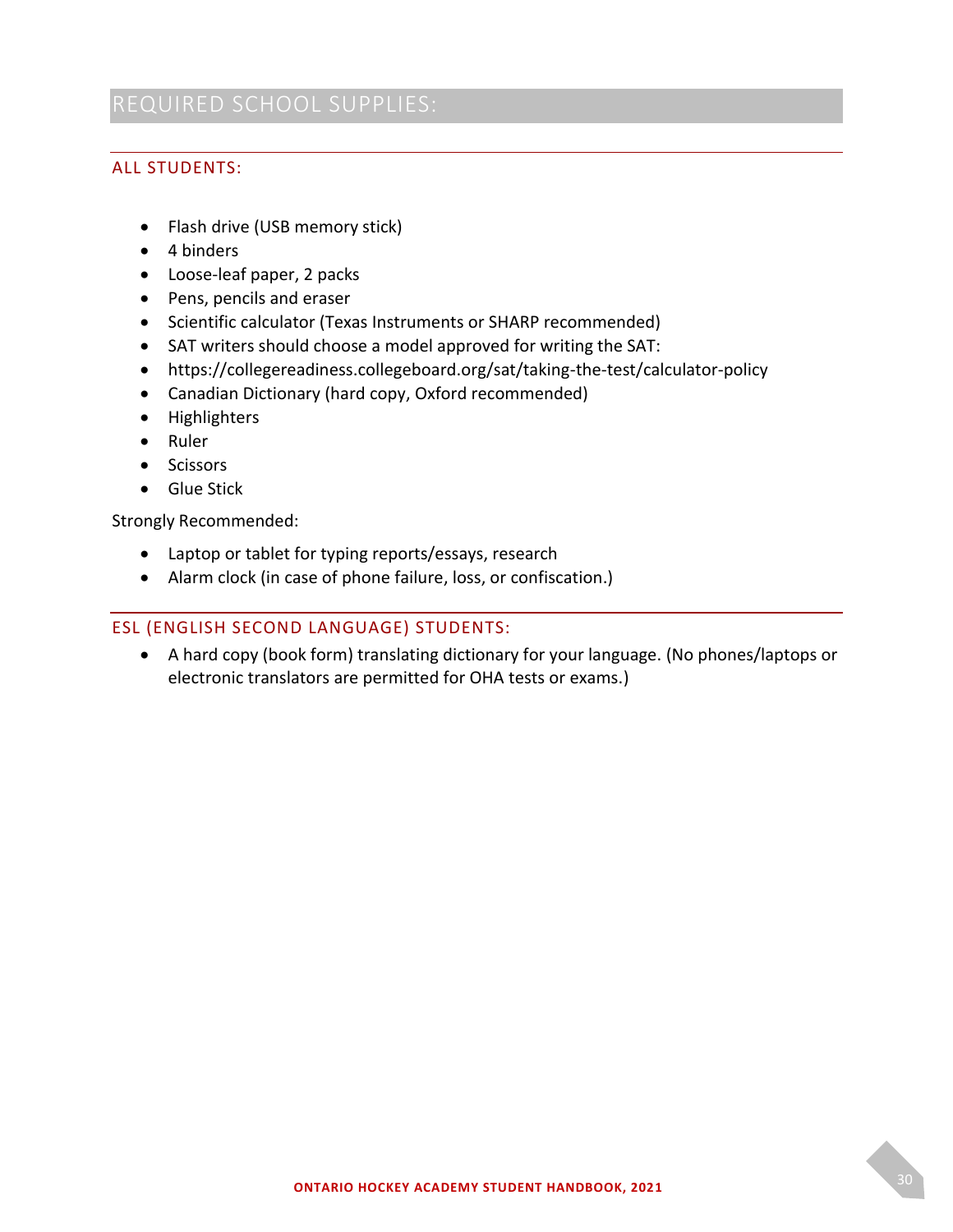# REQUIRED SCHOOL SUPPLIES:

## ALL STUDENTS:

- Flash drive (USB memory stick)
- 4 binders
- Loose-leaf paper, 2 packs
- Pens, pencils and eraser
- Scientific calculator (Texas Instruments or SHARP recommended)
- SAT writers should choose a model approved for writing the SAT:
- https://collegereadiness.collegeboard.org/sat/taking-the-test/calculator-policy
- Canadian Dictionary (hard copy, Oxford recommended)
- Highlighters
- Ruler
- Scissors
- Glue Stick

Strongly Recommended:

- Laptop or tablet for typing reports/essays, research
- Alarm clock (in case of phone failure, loss, or confiscation.)

## ESL (ENGLISH SECOND LANGUAGE) STUDENTS:

- A hard copy (book form) translating dictionary for your language. (No phones/laptops or electronic translators are permitted for OHA tests or exams.)